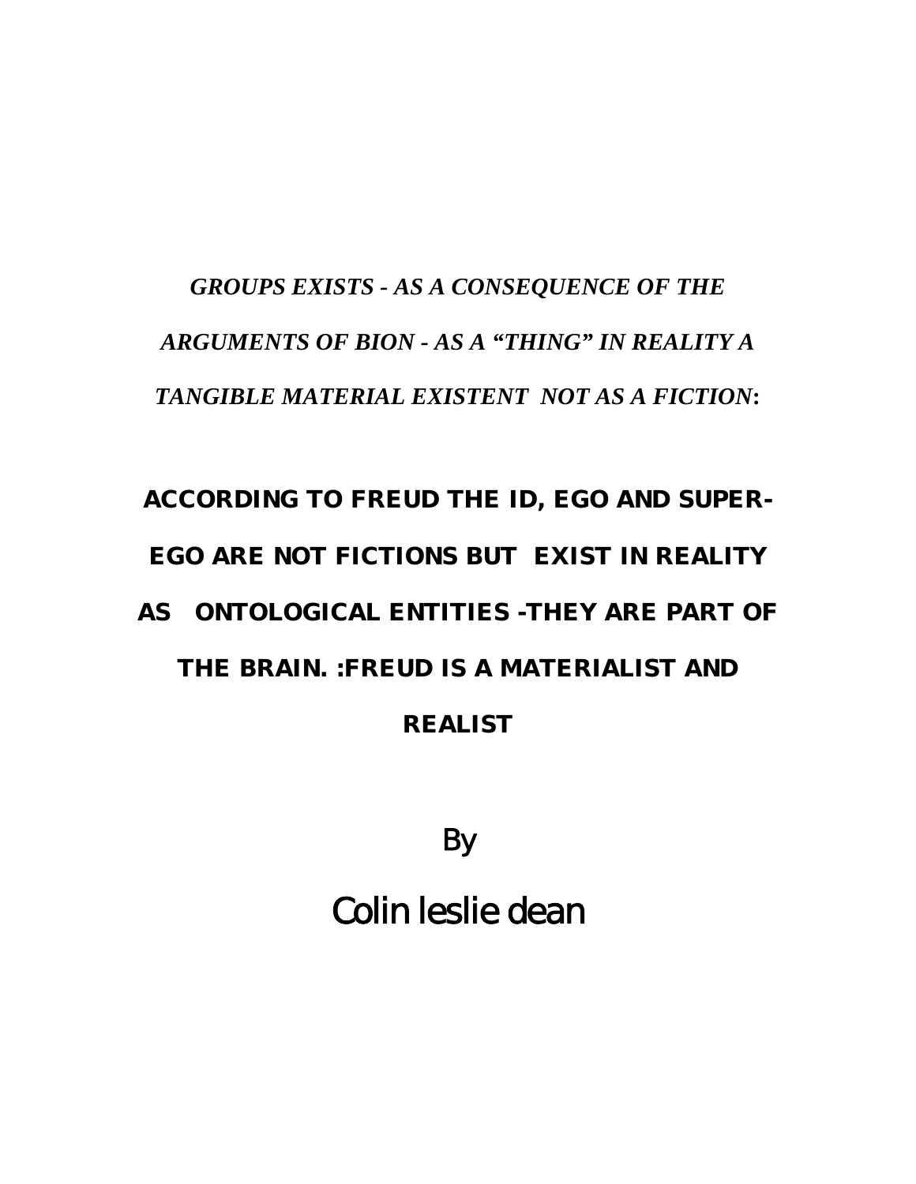***GROUPS EXISTS - AS A CONSEQUENCE OF THE ARGUMENTS OF BION - AS A "THING" IN REALITY A TANGIBLE MATERIAL EXISTENT NOT AS A FICTION*:**

# ACCORDING TO FREUD THE ID, EGO AND SUPER-EGO ARE NOT FICTIONS BUT EXIST IN REALITY AS ONTOLOGICAL ENTITIES -THEY ARE PART OF THE BRAIN. :FREUD IS A MATERIALIST AND REALIST

By

Colin leslie dean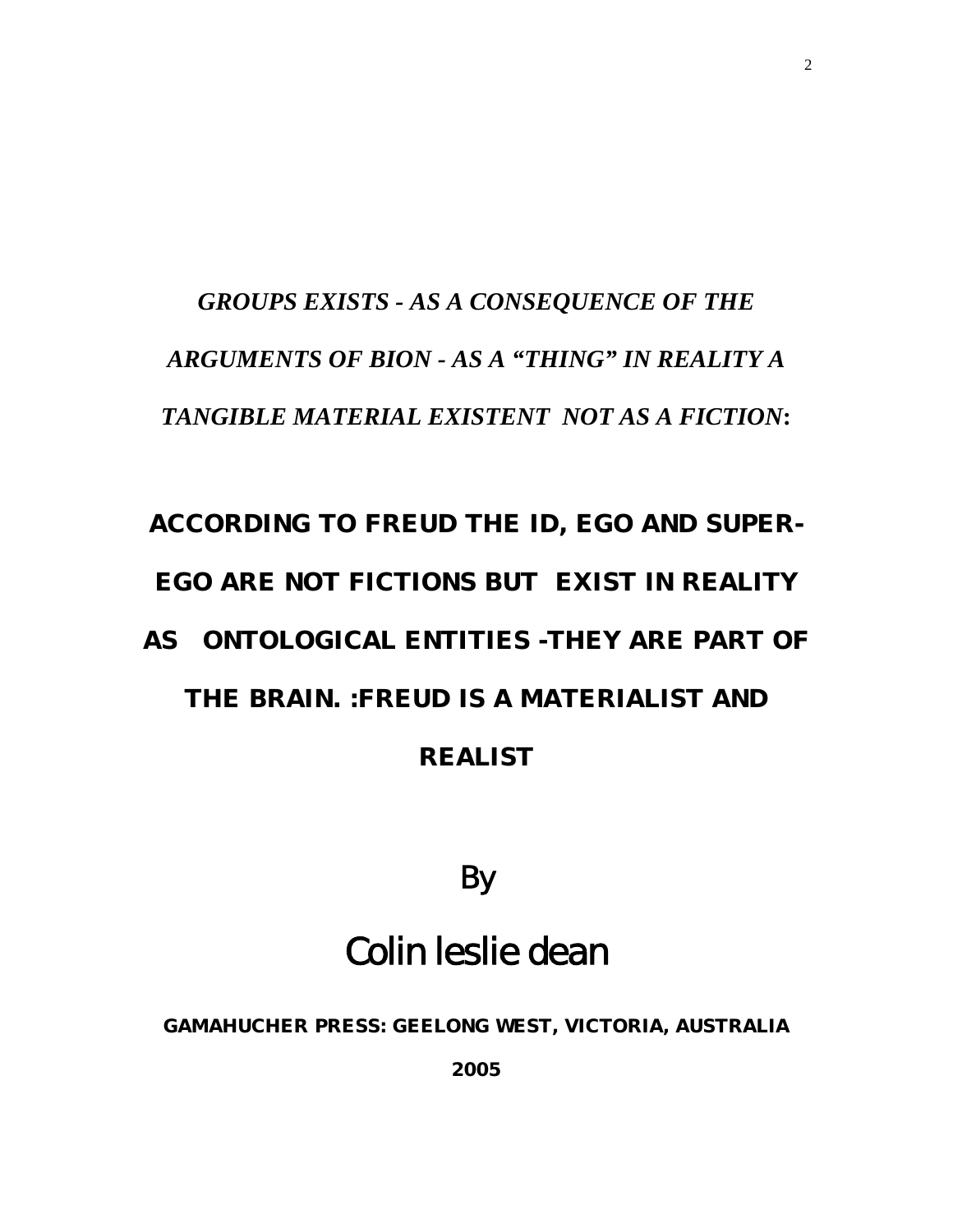*GROUPS EXISTS - AS A CONSEQUENCE OF THE ARGUMENTS OF BION - AS A "THING" IN REALITY A TANGIBLE MATERIAL EXISTENT NOT AS A FICTION***:**

# ACCORDING TO FREUD THE ID, EGO AND SUPER-EGO ARE NOT FICTIONS BUT EXIST IN REALITY AS ONTOLOGICAL ENTITIES -THEY ARE PART OF THE BRAIN. :FREUD IS A MATERIALIST AND REALIST

By

Colin leslie dean

**GAMAHUCHER PRESS: GEELONG WEST, VICTORIA, AUSTRALIA**

**2005**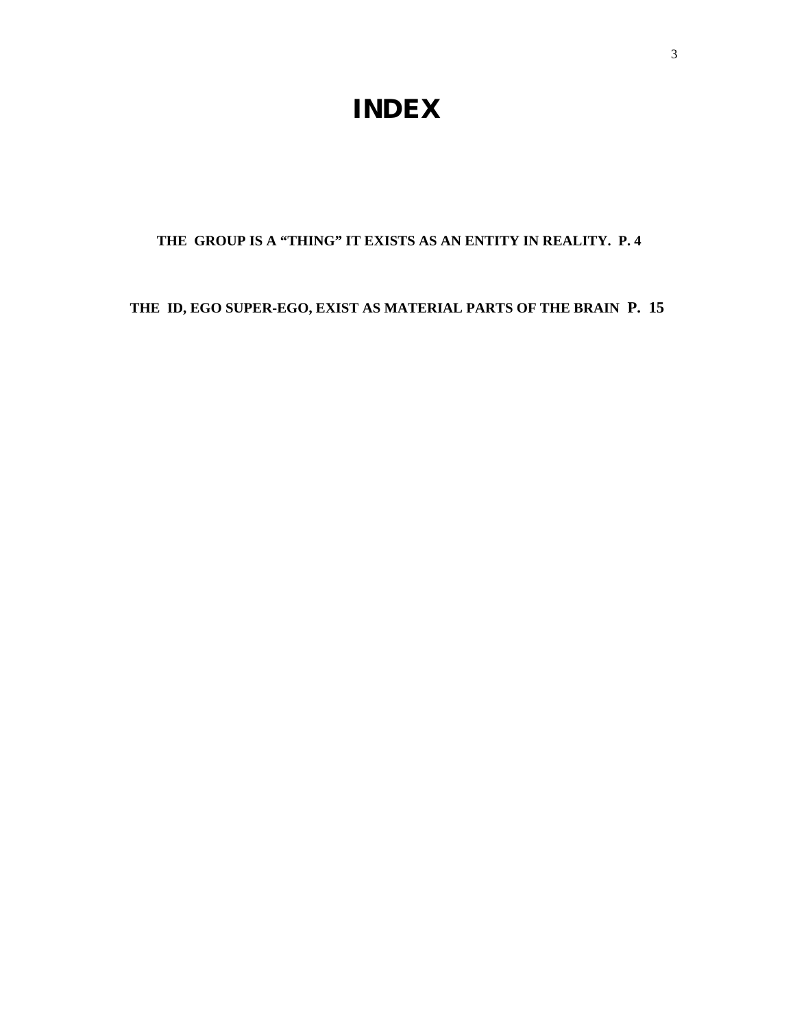# INDEX

**THE GROUP IS A "THING" IT EXISTS AS AN ENTITY IN REALITY. P. 4**

**THE ID, EGO SUPER-EGO, EXIST AS MATERIAL PARTS OF THE BRAIN P. 15**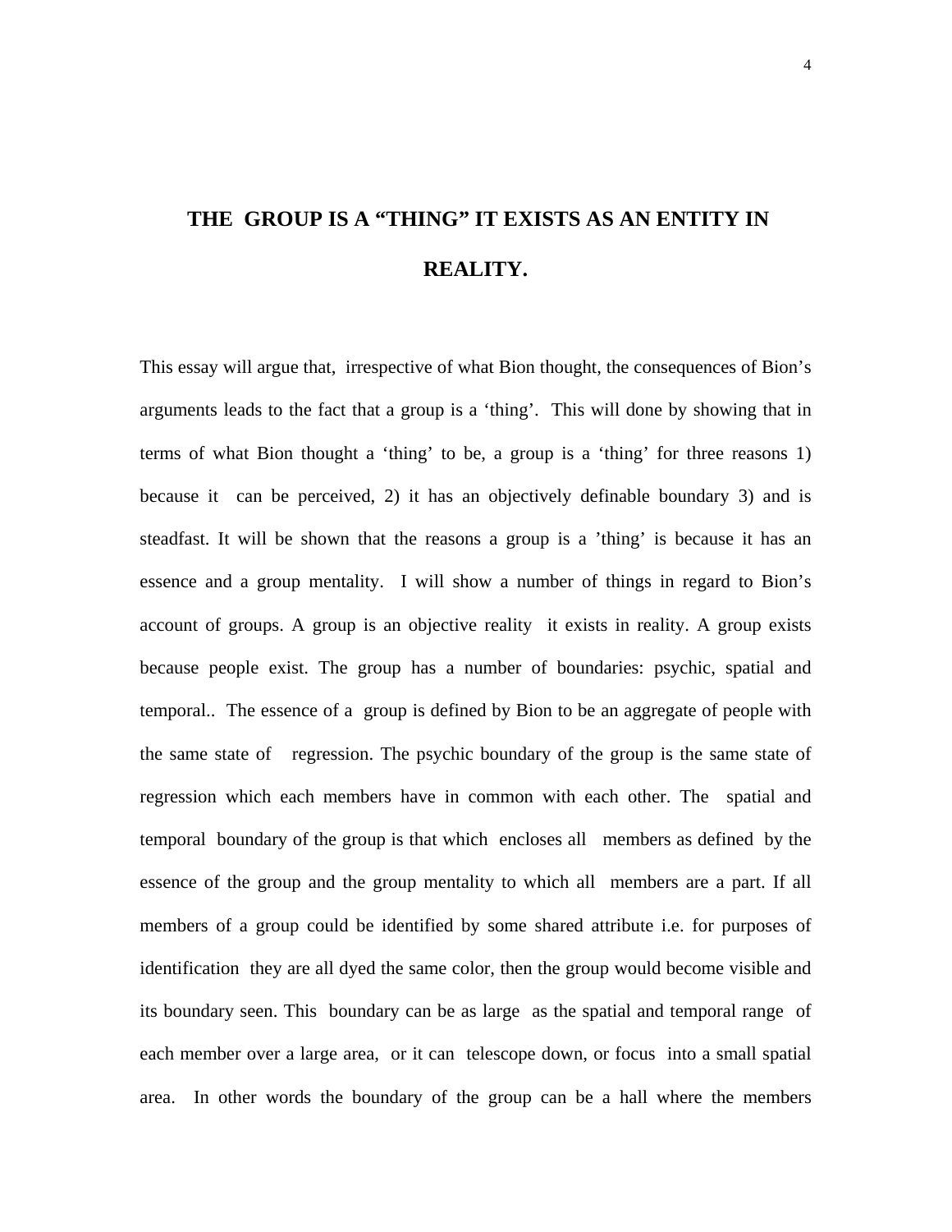# THE GROUP IS A "THING" IT EXISTS AS AN ENTITY IN REALITY.

This essay will argue that, irrespective of what Bion thought, the consequences of Bion's arguments leads to the fact that a group is a 'thing'. This will done by showing that in terms of what Bion thought a 'thing' to be, a group is a 'thing' for three reasons 1) because it can be perceived, 2) it has an objectively definable boundary 3) and is steadfast. It will be shown that the reasons a group is a 'thing' is because it has an essence and a group mentality. I will show a number of things in regard to Bion's account of groups. A group is an objective reality it exists in reality. A group exists because people exist. The group has a number of boundaries: psychic, spatial and temporal.. The essence of a group is defined by Bion to be an aggregate of people with the same state of regression. The psychic boundary of the group is the same state of regression which each members have in common with each other. The spatial and temporal boundary of the group is that which encloses all members as defined by the essence of the group and the group mentality to which all members are a part. If all members of a group could be identified by some shared attribute i.e. for purposes of identification they are all dyed the same color, then the group would become visible and its boundary seen. This boundary can be as large as the spatial and temporal range of each member over a large area, or it can telescope down, or focus into a small spatial area. In other words the boundary of the group can be a hall where the members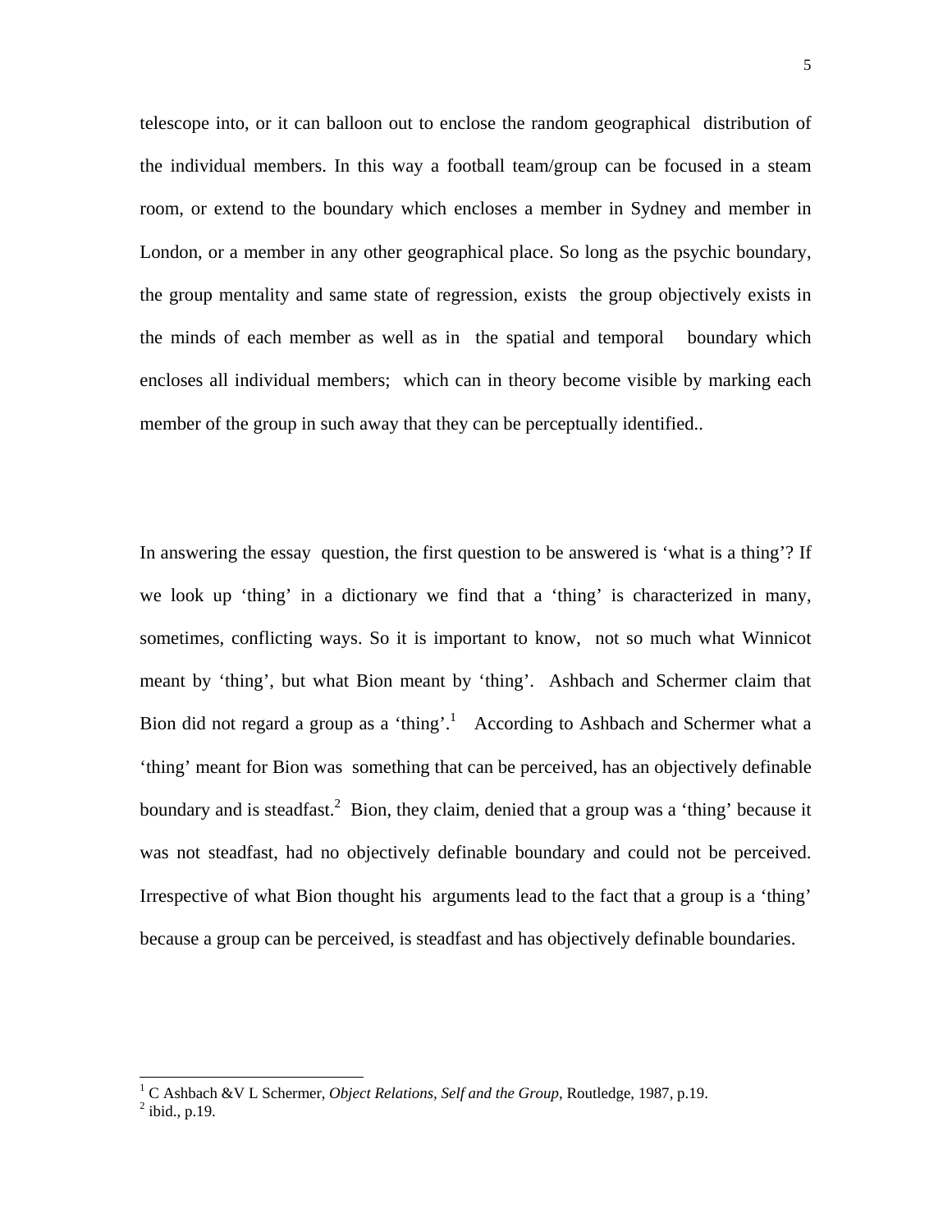telescope into, or it can balloon out to enclose the random geographical distribution of the individual members. In this way a football team/group can be focused in a steam room, or extend to the boundary which encloses a member in Sydney and member in London, or a member in any other geographical place. So long as the psychic boundary, the group mentality and same state of regression, exists the group objectively exists in the minds of each member as well as in the spatial and temporal boundary which encloses all individual members; which can in theory become visible by marking each member of the group in such away that they can be perceptually identified..

In answering the essay question, the first question to be answered is 'what is a thing'? If we look up 'thing' in a dictionary we find that a 'thing' is characterized in many, sometimes, conflicting ways. So it is important to know, not so much what Winnicot meant by 'thing', but what Bion meant by 'thing'. Ashbach and Schermer claim that Bion did not regard a group as a 'thing'.[1] According to Ashbach and Schermer what a 'thing' meant for Bion was something that can be perceived, has an objectively definable boundary and is steadfast.[2] Bion, they claim, denied that a group was a 'thing' because it was not steadfast, had no objectively definable boundary and could not be perceived. Irrespective of what Bion thought his arguments lead to the fact that a group is a 'thing' because a group can be perceived, is steadfast and has objectively definable boundaries.

---

[1] C Ashbach &V L Schermer, *Object Relations, Self and the Group*, Routledge, 1987, p.19.

[2] ibid., p.19.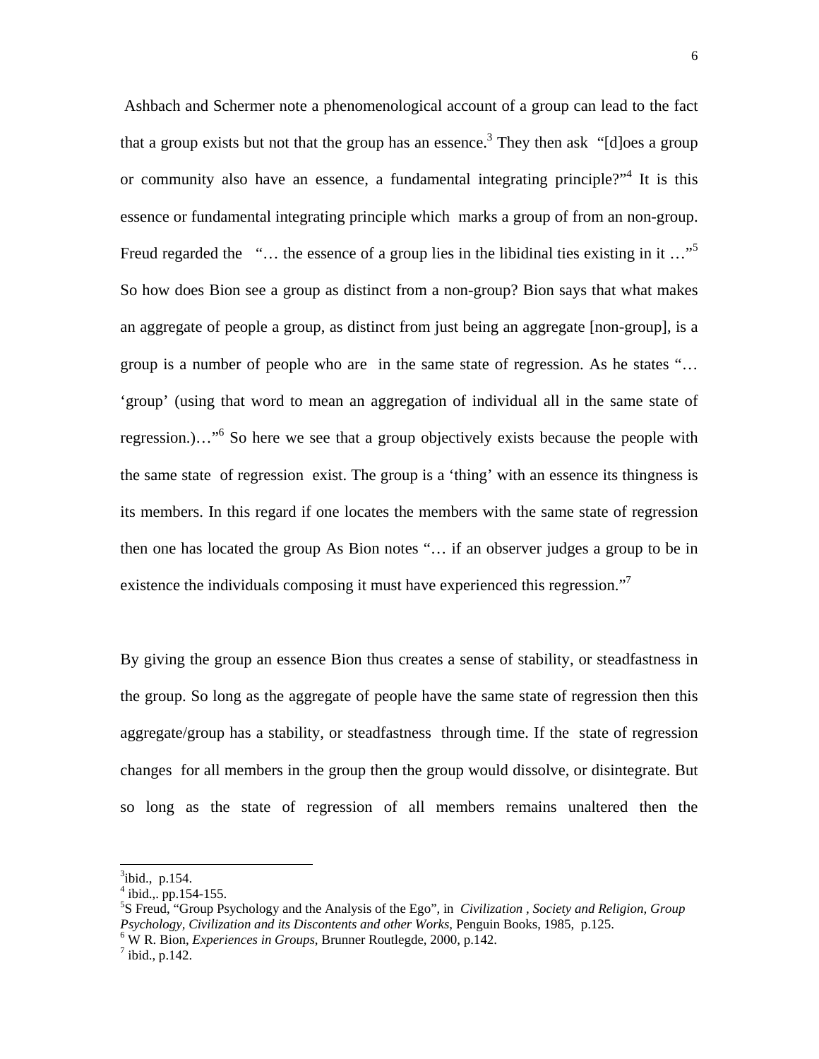Ashbach and Schermer note a phenomenological account of a group can lead to the fact that a group exists but not that the group has an essence.[3] They then ask "[d]oes a group or community also have an essence, a fundamental integrating principle?"[4] It is this essence or fundamental integrating principle which marks a group of from an non-group. Freud regarded the "… the essence of a group lies in the libidinal ties existing in it …"[5] So how does Bion see a group as distinct from a non-group? Bion says that what makes an aggregate of people a group, as distinct from just being an aggregate [non-group], is a group is a number of people who are in the same state of regression. As he states "… 'group' (using that word to mean an aggregation of individual all in the same state of regression.)…"[6] So here we see that a group objectively exists because the people with the same state of regression exist. The group is a 'thing' with an essence its thingness is its members. In this regard if one locates the members with the same state of regression then one has located the group As Bion notes "… if an observer judges a group to be in existence the individuals composing it must have experienced this regression."[7]

By giving the group an essence Bion thus creates a sense of stability, or steadfastness in the group. So long as the aggregate of people have the same state of regression then this aggregate/group has a stability, or steadfastness through time. If the state of regression changes for all members in the group then the group would dissolve, or disintegrate. But so long as the state of regression of all members remains unaltered then the

---

[3] ibid., p.154.

[4] ibid.,. pp.154-155.

[5] S Freud, "Group Psychology and the Analysis of the Ego", in *Civilization , Society and Religion, Group Psychology, Civilization and its Discontents and other Works,* Penguin Books, 1985, p.125.

[6] W R. Bion, *Experiences in Groups*, Brunner Routlegde, 2000, p.142.

[7] ibid., p.142.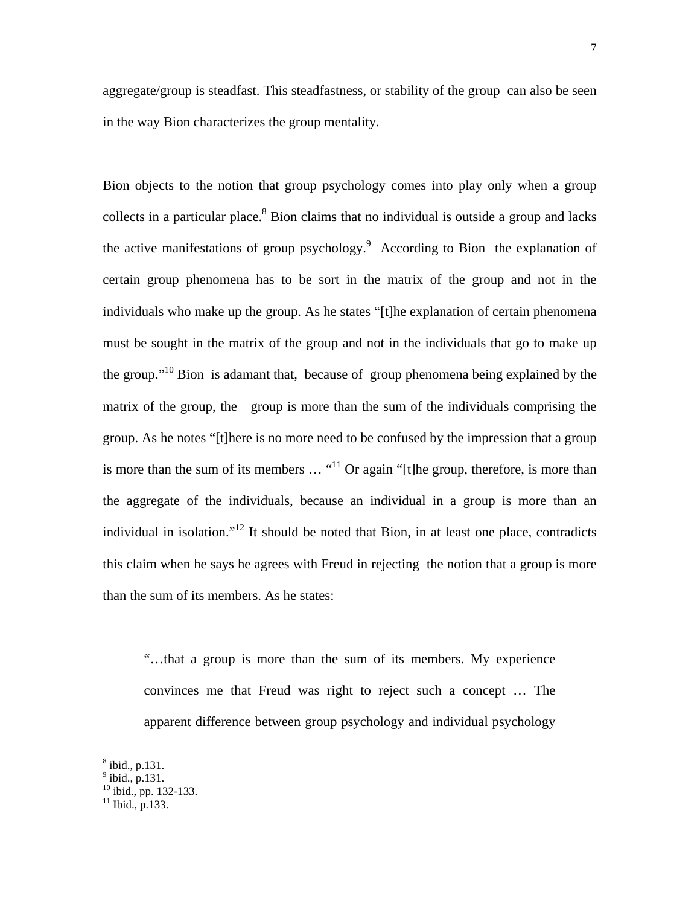aggregate/group is steadfast. This steadfastness, or stability of the group can also be seen in the way Bion characterizes the group mentality.

Bion objects to the notion that group psychology comes into play only when a group collects in a particular place.[8] Bion claims that no individual is outside a group and lacks the active manifestations of group psychology.[9] According to Bion the explanation of certain group phenomena has to be sort in the matrix of the group and not in the individuals who make up the group. As he states "[t]he explanation of certain phenomena must be sought in the matrix of the group and not in the individuals that go to make up the group."[10] Bion is adamant that, because of group phenomena being explained by the matrix of the group, the group is more than the sum of the individuals comprising the group. As he notes "[t]here is no more need to be confused by the impression that a group is more than the sum of its members … "[11] Or again "[t]he group, therefore, is more than the aggregate of the individuals, because an individual in a group is more than an individual in isolation."[12] It should be noted that Bion, in at least one place, contradicts this claim when he says he agrees with Freud in rejecting the notion that a group is more than the sum of its members. As he states:

> "…that a group is more than the sum of its members. My experience convinces me that Freud was right to reject such a concept … The apparent difference between group psychology and individual psychology

---

[8] ibid., p.131.
[9] ibid., p.131.
[10] ibid., pp. 132-133.
[11] Ibid., p.133.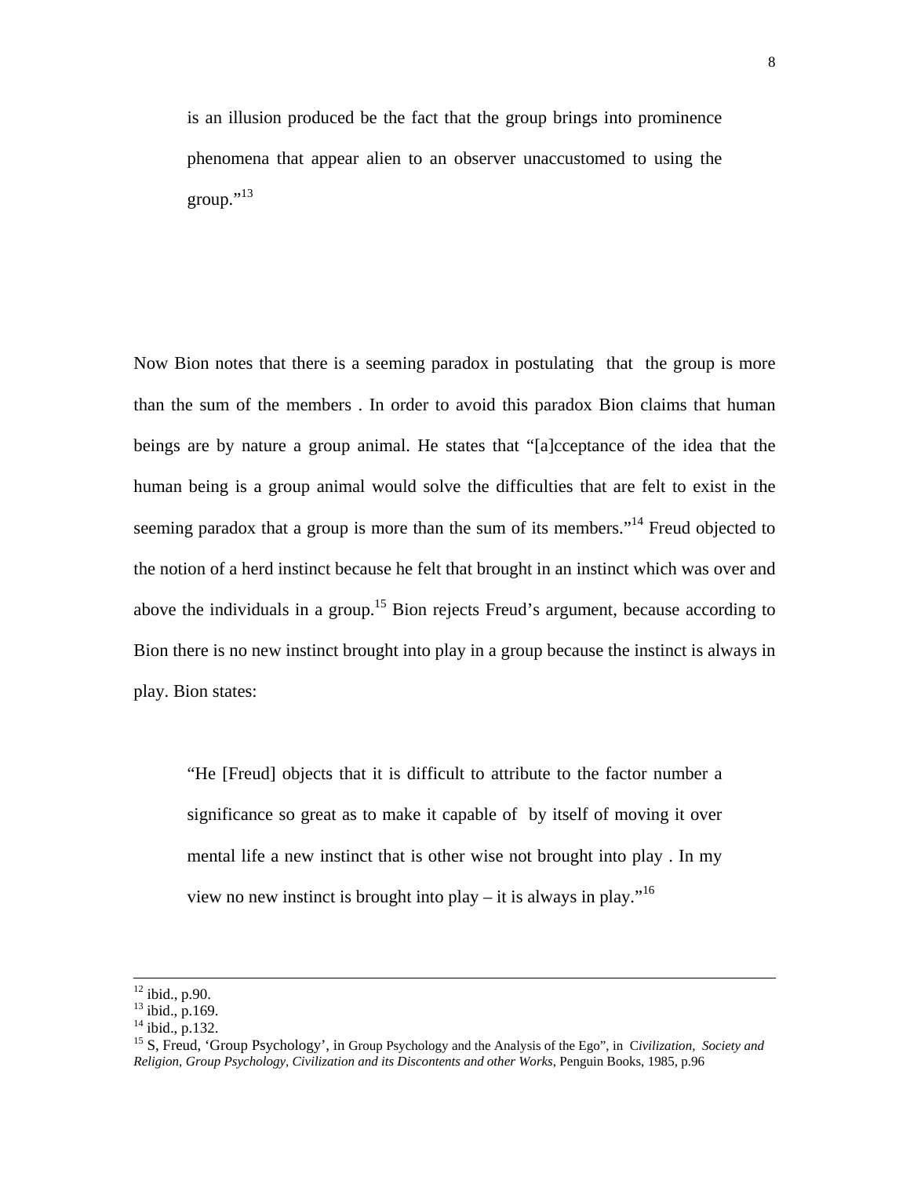> is an illusion produced be the fact that the group brings into prominence phenomena that appear alien to an observer unaccustomed to using the group."[13]

Now Bion notes that there is a seeming paradox in postulating that the group is more than the sum of the members . In order to avoid this paradox Bion claims that human beings are by nature a group animal. He states that "[a]cceptance of the idea that the human being is a group animal would solve the difficulties that are felt to exist in the seeming paradox that a group is more than the sum of its members."[14] Freud objected to the notion of a herd instinct because he felt that brought in an instinct which was over and above the individuals in a group.[15] Bion rejects Freud's argument, because according to Bion there is no new instinct brought into play in a group because the instinct is always in play. Bion states:

> "He [Freud] objects that it is difficult to attribute to the factor number a significance so great as to make it capable of by itself of moving it over mental life a new instinct that is other wise not brought into play . In my view no new instinct is brought into play – it is always in play."[16]

---

[12] ibid., p.90.
[13] ibid., p.169.
[14] ibid., p.132.
[15] S, Freud, 'Group Psychology', in Group Psychology and the Analysis of the Ego", in *Civilization, Society and Religion, Group Psychology, Civilization and its Discontents and other Works*, Penguin Books, 1985, p.96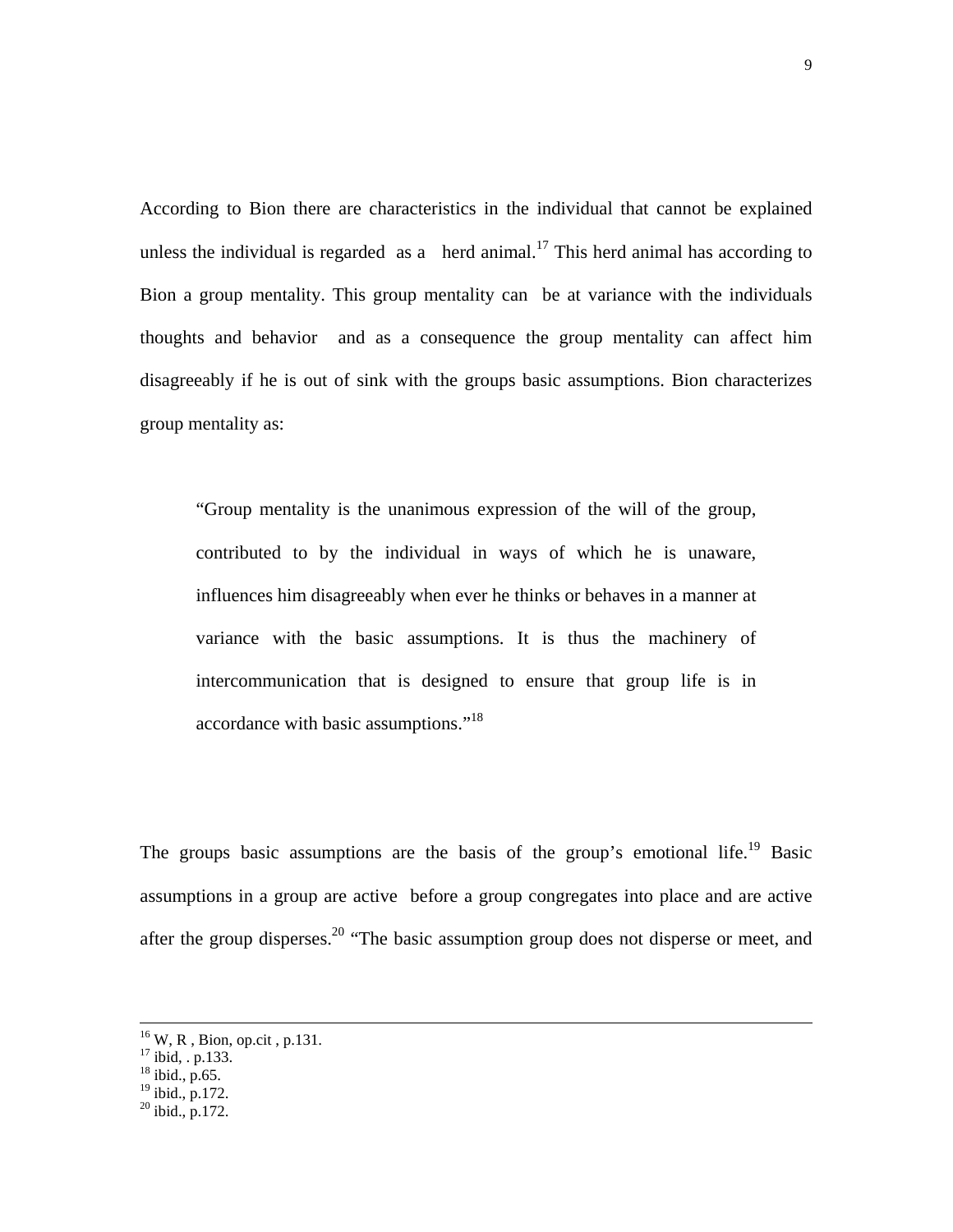According to Bion there are characteristics in the individual that cannot be explained unless the individual is regarded as a herd animal.[17] This herd animal has according to Bion a group mentality. This group mentality can be at variance with the individuals thoughts and behavior and as a consequence the group mentality can affect him disagreeably if he is out of sink with the groups basic assumptions. Bion characterizes group mentality as:

> "Group mentality is the unanimous expression of the will of the group, contributed to by the individual in ways of which he is unaware, influences him disagreeably when ever he thinks or behaves in a manner at variance with the basic assumptions. It is thus the machinery of intercommunication that is designed to ensure that group life is in accordance with basic assumptions."[18]

The groups basic assumptions are the basis of the group's emotional life.[19] Basic assumptions in a group are active before a group congregates into place and are active after the group disperses.[20] "The basic assumption group does not disperse or meet, and

---

[16] W, R , Bion, op.cit , p.131.
[17] ibid, . p.133.
[18] ibid., p.65.
[19] ibid., p.172.
[20] ibid., p.172.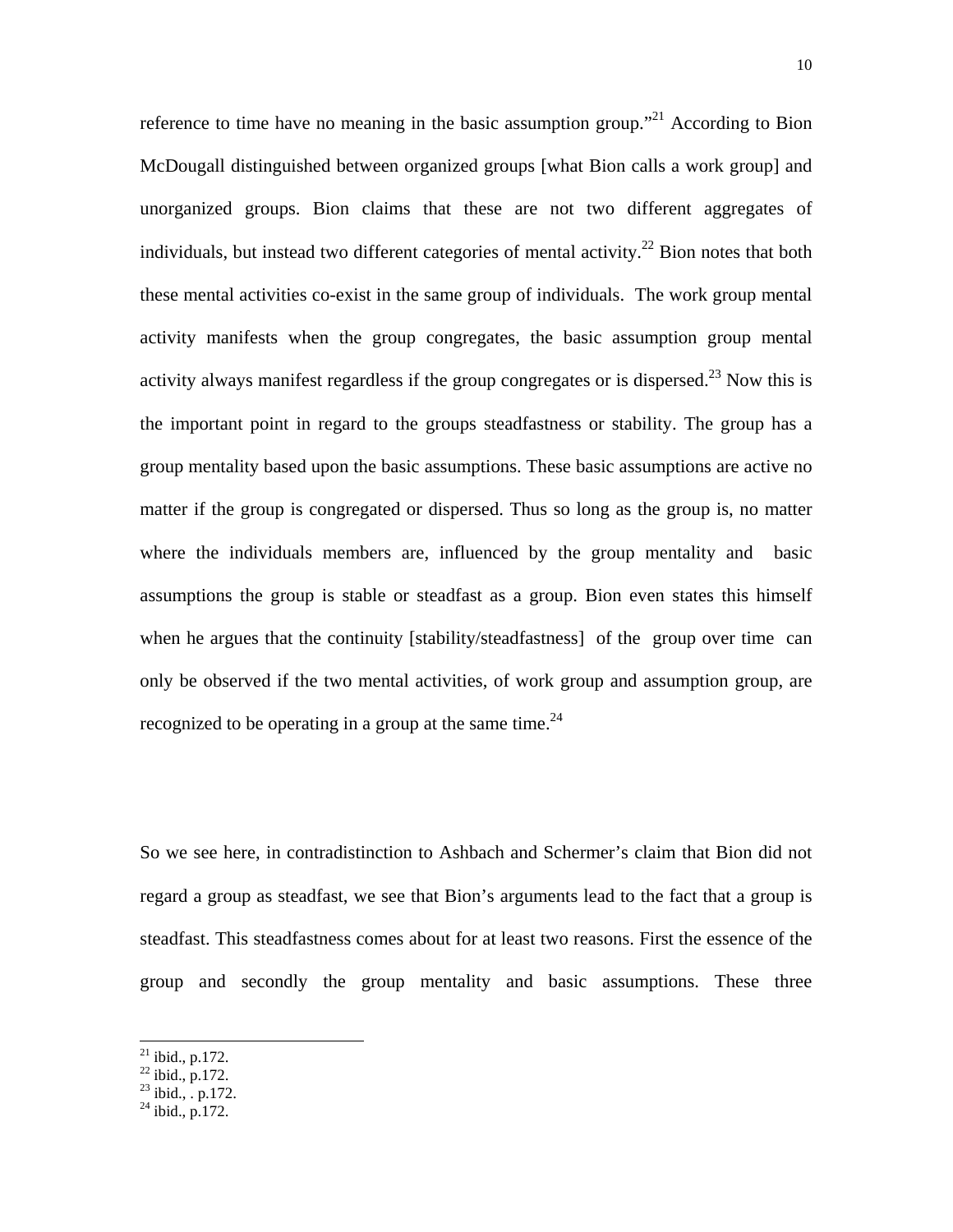reference to time have no meaning in the basic assumption group."[21] According to Bion McDougall distinguished between organized groups [what Bion calls a work group] and unorganized groups. Bion claims that these are not two different aggregates of individuals, but instead two different categories of mental activity.[22] Bion notes that both these mental activities co-exist in the same group of individuals. The work group mental activity manifests when the group congregates, the basic assumption group mental activity always manifest regardless if the group congregates or is dispersed.[23] Now this is the important point in regard to the groups steadfastness or stability. The group has a group mentality based upon the basic assumptions. These basic assumptions are active no matter if the group is congregated or dispersed. Thus so long as the group is, no matter where the individuals members are, influenced by the group mentality and basic assumptions the group is stable or steadfast as a group. Bion even states this himself when he argues that the continuity [stability/steadfastness] of the group over time can only be observed if the two mental activities, of work group and assumption group, are recognized to be operating in a group at the same time.[24]

So we see here, in contradistinction to Ashbach and Schermer's claim that Bion did not regard a group as steadfast, we see that Bion's arguments lead to the fact that a group is steadfast. This steadfastness comes about for at least two reasons. First the essence of the group and secondly the group mentality and basic assumptions. These three

---

[21] ibid., p.172.
[22] ibid., p.172.
[23] ibid., . p.172.
[24] ibid., p.172.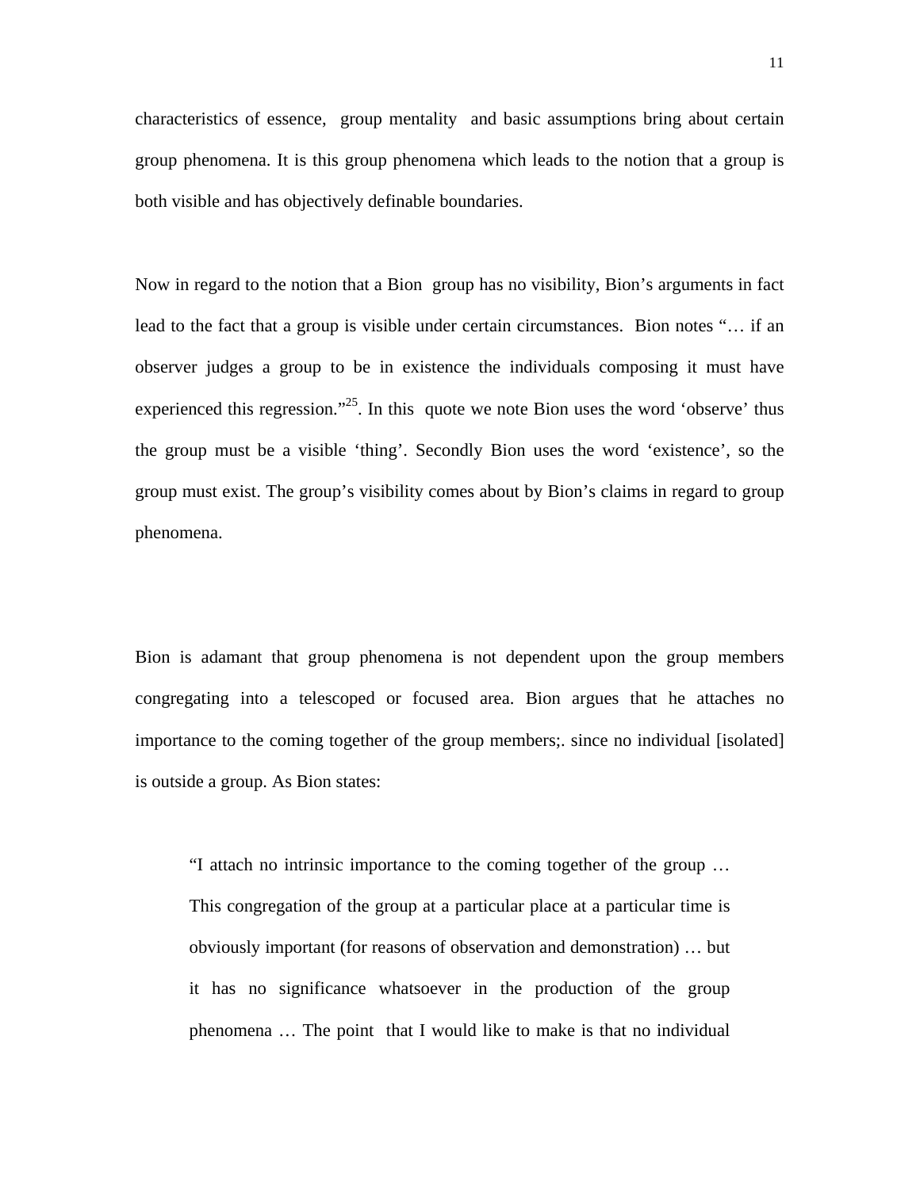characteristics of essence, group mentality and basic assumptions bring about certain group phenomena. It is this group phenomena which leads to the notion that a group is both visible and has objectively definable boundaries.

Now in regard to the notion that a Bion group has no visibility, Bion's arguments in fact lead to the fact that a group is visible under certain circumstances. Bion notes "… if an observer judges a group to be in existence the individuals composing it must have experienced this regression."[25]. In this quote we note Bion uses the word 'observe' thus the group must be a visible 'thing'. Secondly Bion uses the word 'existence', so the group must exist. The group's visibility comes about by Bion's claims in regard to group phenomena.

Bion is adamant that group phenomena is not dependent upon the group members congregating into a telescoped or focused area. Bion argues that he attaches no importance to the coming together of the group members;. since no individual [isolated] is outside a group. As Bion states:

> "I attach no intrinsic importance to the coming together of the group … This congregation of the group at a particular place at a particular time is obviously important (for reasons of observation and demonstration) … but it has no significance whatsoever in the production of the group phenomena … The point that I would like to make is that no individual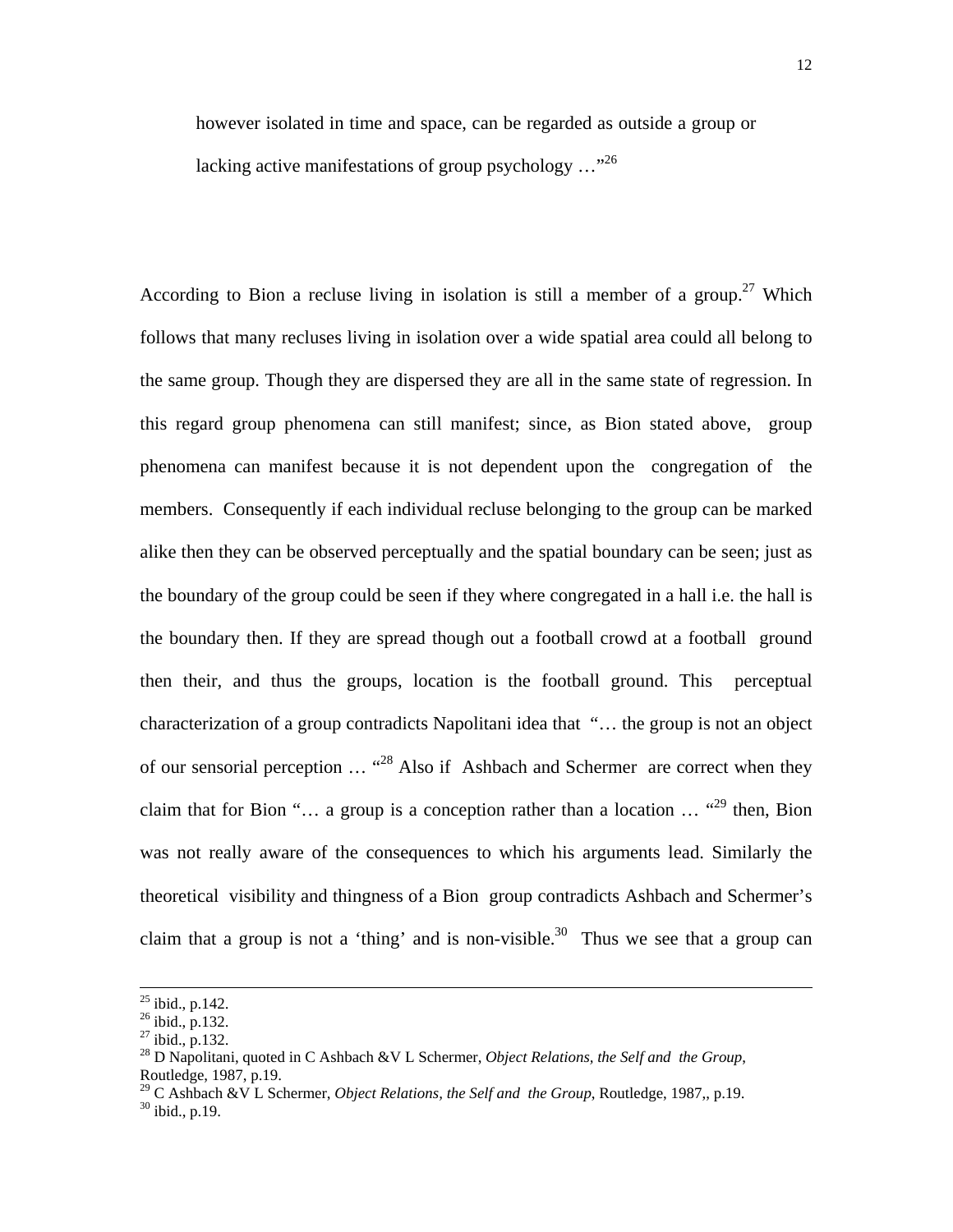however isolated in time and space, can be regarded as outside a group or lacking active manifestations of group psychology …"[26]

According to Bion a recluse living in isolation is still a member of a group.[27] Which follows that many recluses living in isolation over a wide spatial area could all belong to the same group. Though they are dispersed they are all in the same state of regression. In this regard group phenomena can still manifest; since, as Bion stated above, group phenomena can manifest because it is not dependent upon the congregation of the members. Consequently if each individual recluse belonging to the group can be marked alike then they can be observed perceptually and the spatial boundary can be seen; just as the boundary of the group could be seen if they where congregated in a hall i.e. the hall is the boundary then. If they are spread though out a football crowd at a football ground then their, and thus the groups, location is the football ground. This perceptual characterization of a group contradicts Napolitani idea that "… the group is not an object of our sensorial perception … "[28] Also if Ashbach and Schermer are correct when they claim that for Bion "… a group is a conception rather than a location … "[29] then, Bion was not really aware of the consequences to which his arguments lead. Similarly the theoretical visibility and thingness of a Bion group contradicts Ashbach and Schermer's claim that a group is not a 'thing' and is non-visible.[30] Thus we see that a group can

---

[25] ibid., p.142.
[26] ibid., p.132.
[27] ibid., p.132.
[28] D Napolitani, quoted in C Ashbach &V L Schermer, *Object Relations, the Self and the Group*, Routledge, 1987, p.19.
[29] C Ashbach &V L Schermer, *Object Relations, the Self and the Group*, Routledge, 1987,, p.19.
[30] ibid., p.19.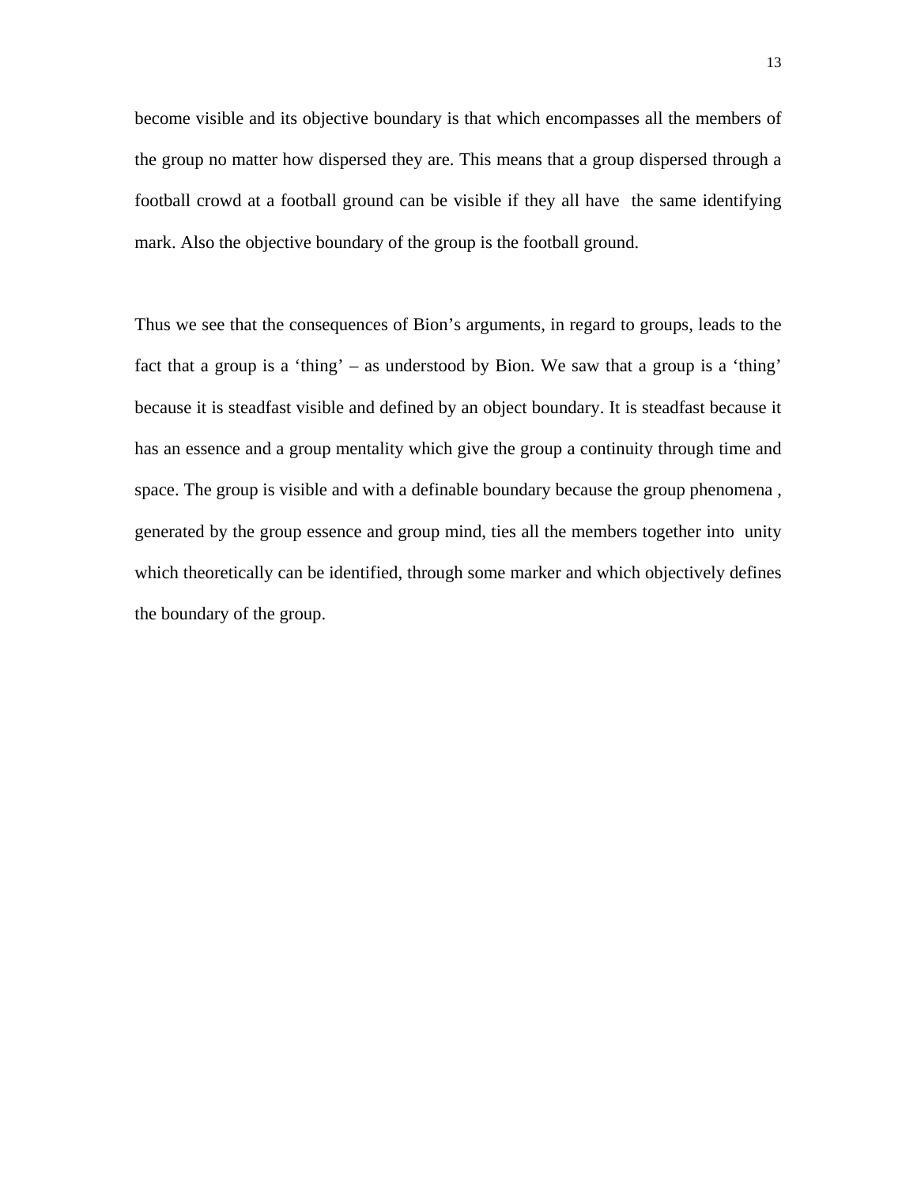become visible and its objective boundary is that which encompasses all the members of the group no matter how dispersed they are. This means that a group dispersed through a football crowd at a football ground can be visible if they all have  the same identifying mark. Also the objective boundary of the group is the football ground.

Thus we see that the consequences of Bion's arguments, in regard to groups, leads to the fact that a group is a 'thing' – as understood by Bion. We saw that a group is a 'thing' because it is steadfast visible and defined by an object boundary. It is steadfast because it has an essence and a group mentality which give the group a continuity through time and space. The group is visible and with a definable boundary because the group phenomena , generated by the group essence and group mind, ties all the members together into  unity which theoretically can be identified, through some marker and which objectively defines the boundary of the group.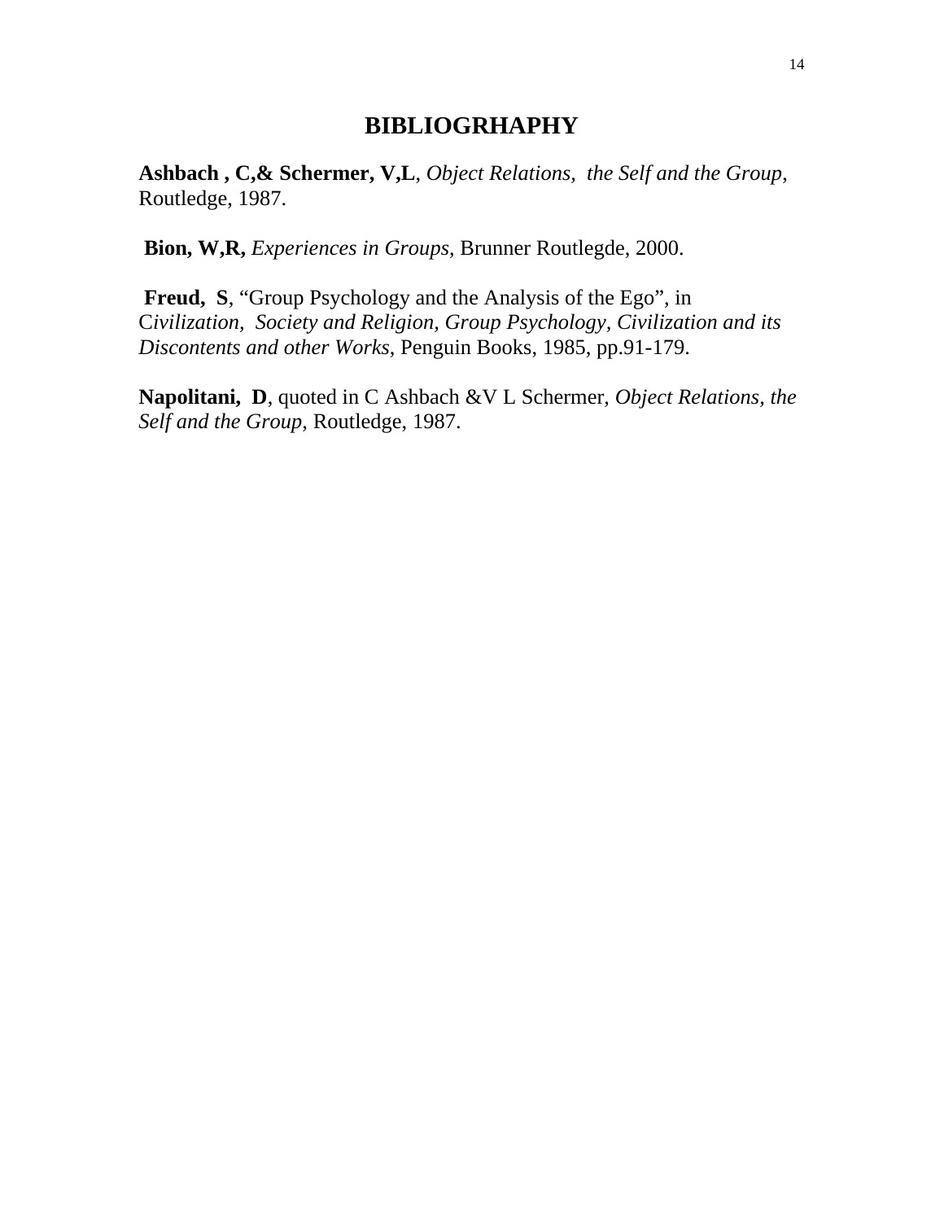# BIBLIOGRHAPHY

**Ashbach , C,& Schermer, V,L**, *Object Relations, the Self and the Group*, Routledge, 1987.

**Bion, W,R,** *Experiences in Groups*, Brunner Routlegde, 2000.

**Freud, S**, "Group Psychology and the Analysis of the Ego", in C*ivilization, Society and Religion, Group Psychology, Civilization and its Discontents and other Works*, Penguin Books, 1985, pp.91-179.

**Napolitani, D**, quoted in C Ashbach &V L Schermer, *Object Relations, the Self and the Group*, Routledge, 1987.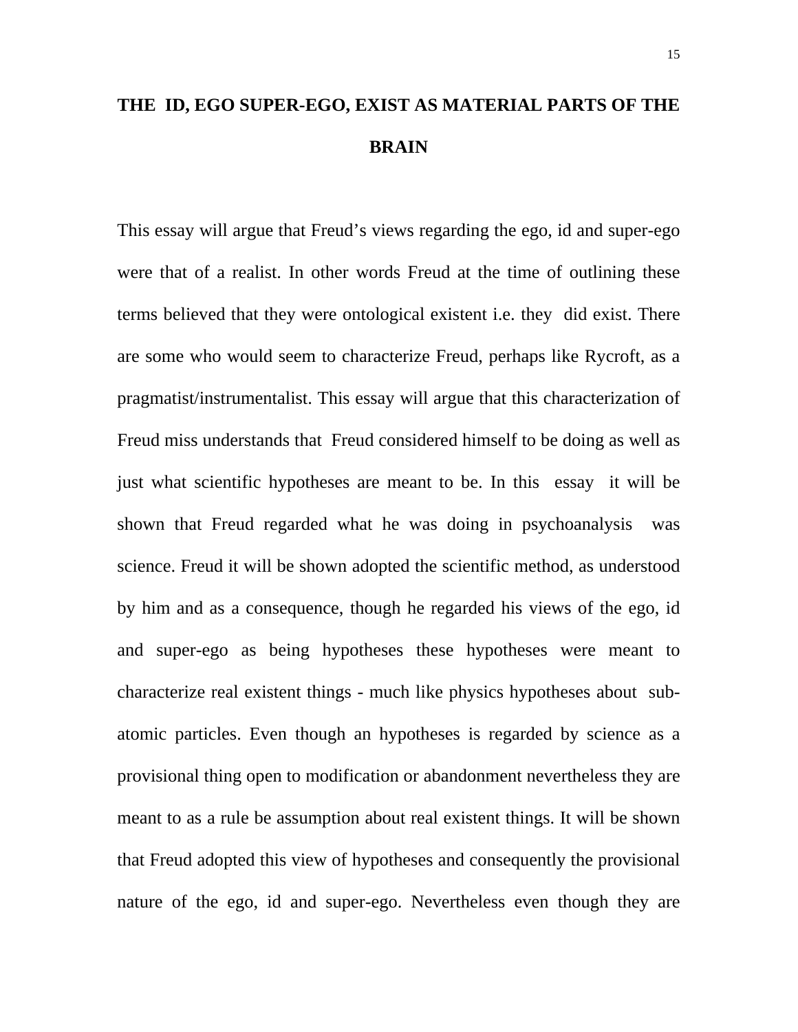# THE ID, EGO SUPER-EGO, EXIST AS MATERIAL PARTS OF THE BRAIN

This essay will argue that Freud's views regarding the ego, id and super-ego were that of a realist. In other words Freud at the time of outlining these terms believed that they were ontological existent i.e. they did exist. There are some who would seem to characterize Freud, perhaps like Rycroft, as a pragmatist/instrumentalist. This essay will argue that this characterization of Freud miss understands that Freud considered himself to be doing as well as just what scientific hypotheses are meant to be. In this essay it will be shown that Freud regarded what he was doing in psychoanalysis was science. Freud it will be shown adopted the scientific method, as understood by him and as a consequence, though he regarded his views of the ego, id and super-ego as being hypotheses these hypotheses were meant to characterize real existent things - much like physics hypotheses about sub-atomic particles. Even though an hypotheses is regarded by science as a provisional thing open to modification or abandonment nevertheless they are meant to as a rule be assumption about real existent things. It will be shown that Freud adopted this view of hypotheses and consequently the provisional nature of the ego, id and super-ego. Nevertheless even though they are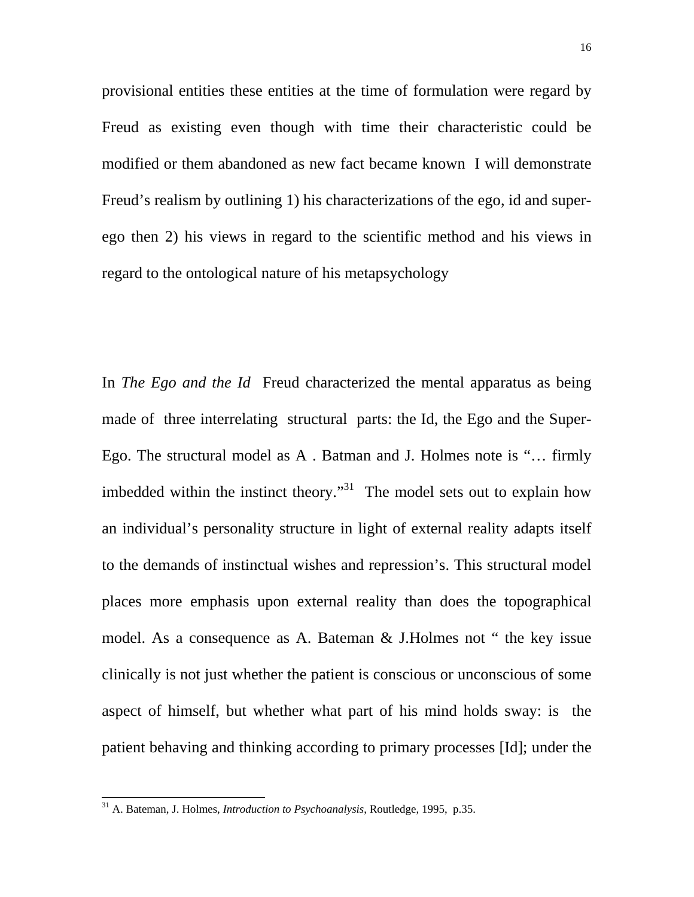provisional entities these entities at the time of formulation were regard by Freud as existing even though with time their characteristic could be modified or them abandoned as new fact became known I will demonstrate Freud's realism by outlining 1) his characterizations of the ego, id and super-ego then 2) his views in regard to the scientific method and his views in regard to the ontological nature of his metapsychology

In *The Ego and the Id* Freud characterized the mental apparatus as being made of three interrelating structural parts: the Id, the Ego and the Super-Ego. The structural model as A . Batman and J. Holmes note is "… firmly imbedded within the instinct theory."[31] The model sets out to explain how an individual's personality structure in light of external reality adapts itself to the demands of instinctual wishes and repression's. This structural model places more emphasis upon external reality than does the topographical model. As a consequence as A. Bateman & J.Holmes not " the key issue clinically is not just whether the patient is conscious or unconscious of some aspect of himself, but whether what part of his mind holds sway: is the patient behaving and thinking according to primary processes [Id]; under the

---

[31] A. Bateman, J. Holmes, *Introduction to Psychoanalysis*, Routledge, 1995, p.35.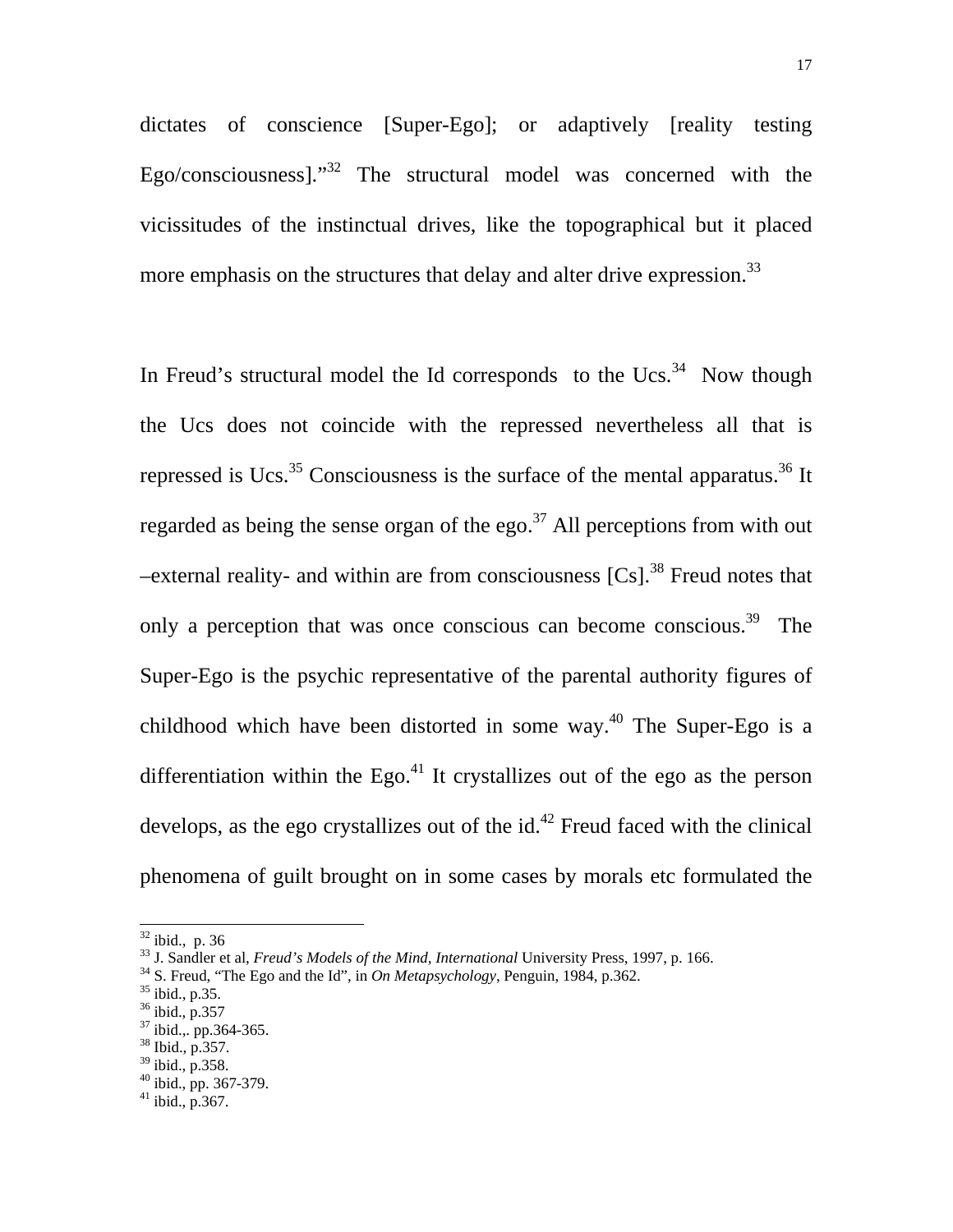dictates of conscience [Super-Ego]; or adaptively [reality testing Ego/consciousness]."[32] The structural model was concerned with the vicissitudes of the instinctual drives, like the topographical but it placed more emphasis on the structures that delay and alter drive expression.[33]

In Freud's structural model the Id corresponds to the Ucs.[34] Now though the Ucs does not coincide with the repressed nevertheless all that is repressed is Ucs.[35] Consciousness is the surface of the mental apparatus.[36] It regarded as being the sense organ of the ego.[37] All perceptions from with out –external reality- and within are from consciousness [Cs].[38] Freud notes that only a perception that was once conscious can become conscious.[39] The Super-Ego is the psychic representative of the parental authority figures of childhood which have been distorted in some way.[40] The Super-Ego is a differentiation within the Ego.[41] It crystallizes out of the ego as the person develops, as the ego crystallizes out of the id.[42] Freud faced with the clinical phenomena of guilt brought on in some cases by morals etc formulated the

---

[32] ibid., p. 36
[33] J. Sandler et al, *Freud's Models of the Mind, International* University Press, 1997, p. 166.
[34] S. Freud, "The Ego and the Id", in *On Metapsychology*, Penguin, 1984, p.362.
[35] ibid., p.35.
[36] ibid., p.357
[37] ibid.,. pp.364-365.
[38] Ibid., p.357.
[39] ibid., p.358.
[40] ibid., pp. 367-379.
[41] ibid., p.367.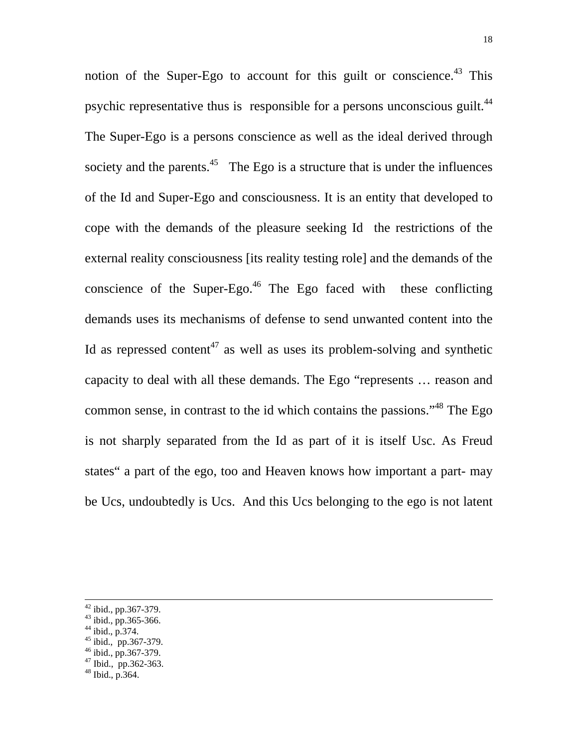notion of the Super-Ego to account for this guilt or conscience.[43] This psychic representative thus is responsible for a persons unconscious guilt.[44] The Super-Ego is a persons conscience as well as the ideal derived through society and the parents.[45] The Ego is a structure that is under the influences of the Id and Super-Ego and consciousness. It is an entity that developed to cope with the demands of the pleasure seeking Id the restrictions of the external reality consciousness [its reality testing role] and the demands of the conscience of the Super-Ego.[46] The Ego faced with these conflicting demands uses its mechanisms of defense to send unwanted content into the Id as repressed content[47] as well as uses its problem-solving and synthetic capacity to deal with all these demands. The Ego "represents … reason and common sense, in contrast to the id which contains the passions."[48] The Ego is not sharply separated from the Id as part of it is itself Usc. As Freud states" a part of the ego, too and Heaven knows how important a part- may be Ucs, undoubtedly is Ucs. And this Ucs belonging to the ego is not latent

---

[42] ibid., pp.367-379.
[43] ibid., pp.365-366.
[44] ibid., p.374.
[45] ibid., pp.367-379.
[46] ibid., pp.367-379.
[47] Ibid., pp.362-363.
[48] Ibid., p.364.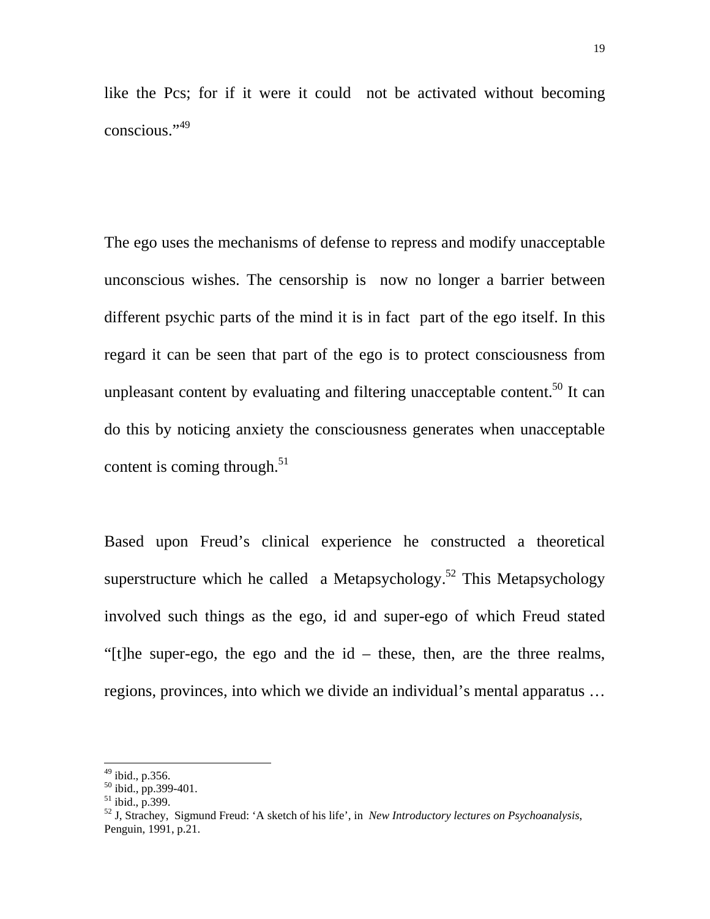like the Pcs; for if it were it could not be activated without becoming conscious."[49]

The ego uses the mechanisms of defense to repress and modify unacceptable unconscious wishes. The censorship is now no longer a barrier between different psychic parts of the mind it is in fact part of the ego itself. In this regard it can be seen that part of the ego is to protect consciousness from unpleasant content by evaluating and filtering unacceptable content.[50] It can do this by noticing anxiety the consciousness generates when unacceptable content is coming through.[51]

Based upon Freud's clinical experience he constructed a theoretical superstructure which he called a Metapsychology.[52] This Metapsychology involved such things as the ego, id and super-ego of which Freud stated "[t]he super-ego, the ego and the id – these, then, are the three realms, regions, provinces, into which we divide an individual's mental apparatus …

---

[49] ibid., p.356.
[50] ibid., pp.399-401.
[51] ibid., p.399.
[52] J, Strachey, Sigmund Freud: 'A sketch of his life', in *New Introductory lectures on Psychoanalysis*, Penguin, 1991, p.21.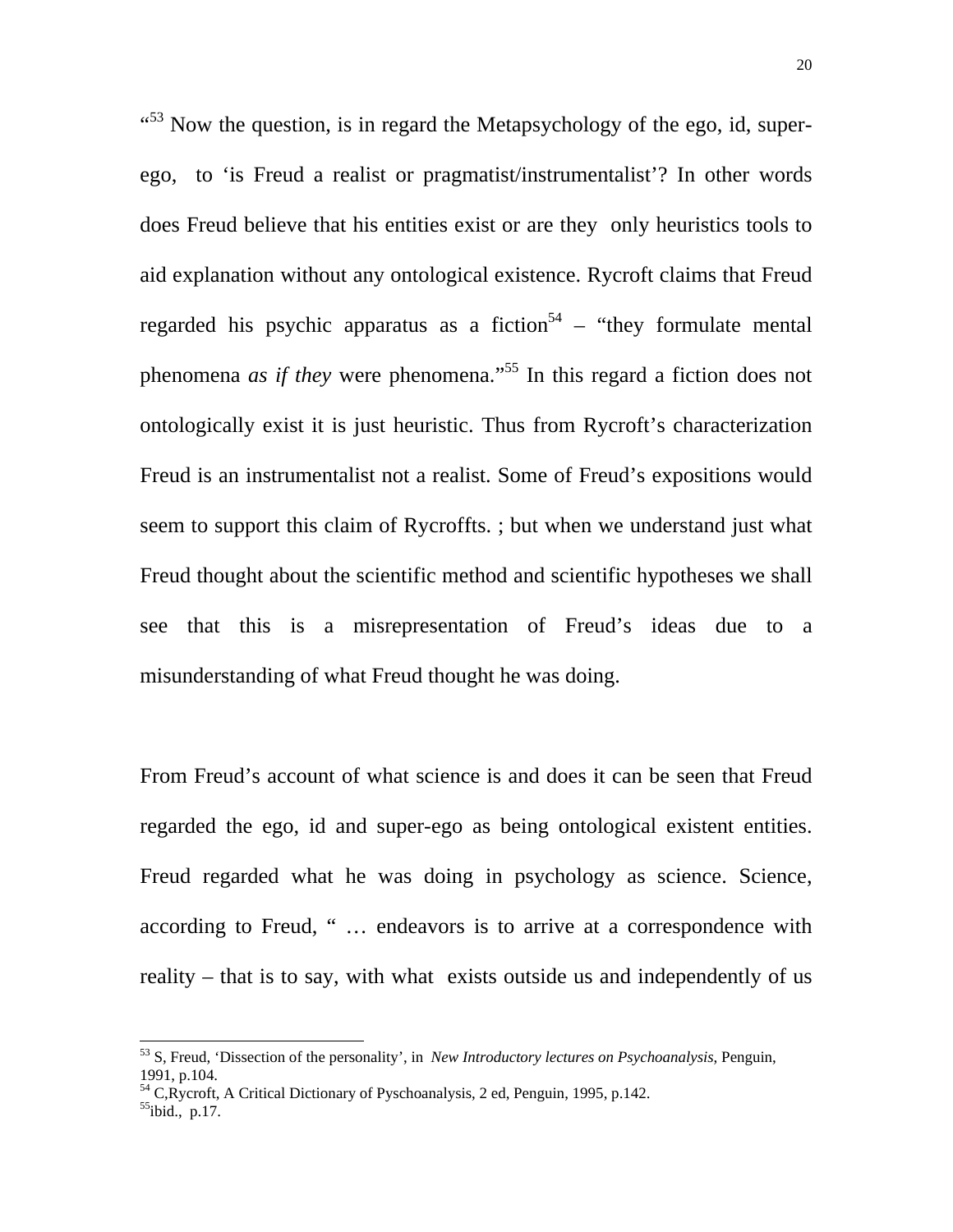"[53] Now the question, is in regard the Metapsychology of the ego, id, super-ego, to 'is Freud a realist or pragmatist/instrumentalist'? In other words does Freud believe that his entities exist or are they only heuristics tools to aid explanation without any ontological existence. Rycroft claims that Freud regarded his psychic apparatus as a fiction[54] – "they formulate mental phenomena *as if they* were phenomena."[55] In this regard a fiction does not ontologically exist it is just heuristic. Thus from Rycroft's characterization Freud is an instrumentalist not a realist. Some of Freud's expositions would seem to support this claim of Rycroffts. ; but when we understand just what Freud thought about the scientific method and scientific hypotheses we shall see that this is a misrepresentation of Freud's ideas due to a misunderstanding of what Freud thought he was doing.

From Freud's account of what science is and does it can be seen that Freud regarded the ego, id and super-ego as being ontological existent entities. Freud regarded what he was doing in psychology as science. Science, according to Freud, " … endeavors is to arrive at a correspondence with reality – that is to say, with what exists outside us and independently of us

---

[53] S, Freud, 'Dissection of the personality', in *New Introductory lectures on Psychoanalysis*, Penguin, 1991, p.104.
[54] C,Rycroft, A Critical Dictionary of Pyschoanalysis, 2 ed, Penguin, 1995, p.142.
[55] ibid., p.17.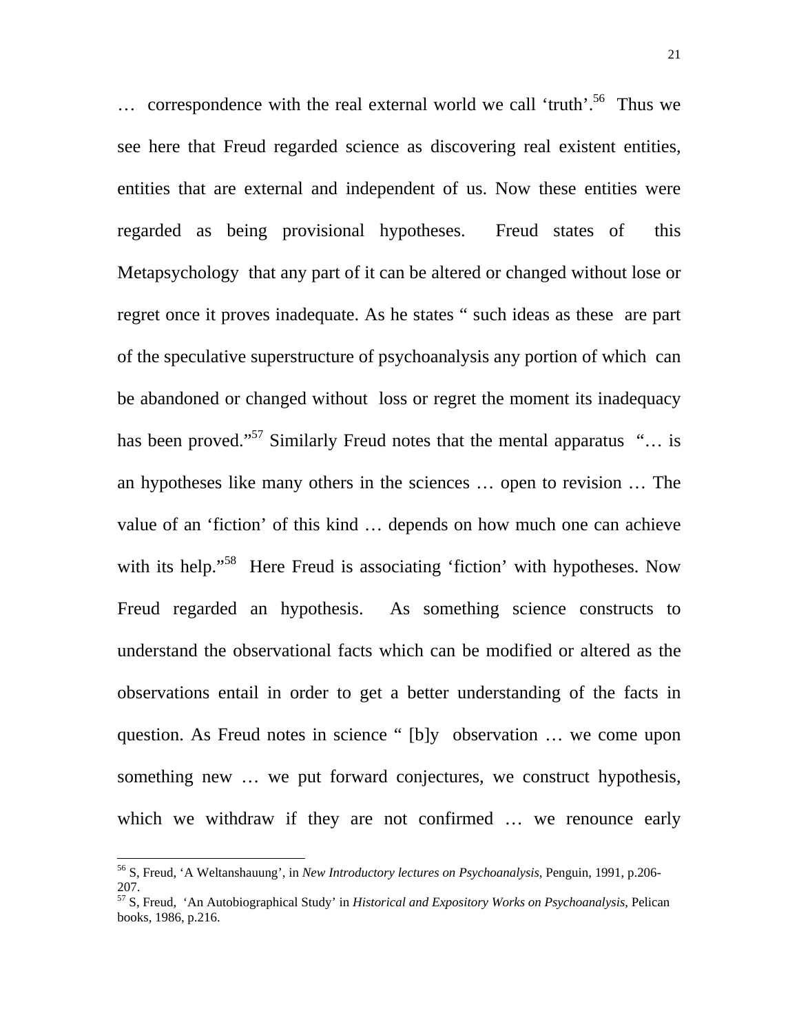… correspondence with the real external world we call 'truth'.[56] Thus we see here that Freud regarded science as discovering real existent entities, entities that are external and independent of us. Now these entities were regarded as being provisional hypotheses. Freud states of this Metapsychology that any part of it can be altered or changed without lose or regret once it proves inadequate. As he states " such ideas as these are part of the speculative superstructure of psychoanalysis any portion of which can be abandoned or changed without loss or regret the moment its inadequacy has been proved."[57] Similarly Freud notes that the mental apparatus "… is an hypotheses like many others in the sciences … open to revision … The value of an 'fiction' of this kind … depends on how much one can achieve with its help."[58] Here Freud is associating 'fiction' with hypotheses. Now Freud regarded an hypothesis. As something science constructs to understand the observational facts which can be modified or altered as the observations entail in order to get a better understanding of the facts in question. As Freud notes in science " [b]y observation … we come upon something new … we put forward conjectures, we construct hypothesis, which we withdraw if they are not confirmed … we renounce early

---

[56] S, Freud, 'A Weltanshauung', in *New Introductory lectures on Psychoanalysis*, Penguin, 1991, p.206-207.

[57] S, Freud, 'An Autobiographical Study' in *Historical and Expository Works on Psychoanalysis*, Pelican books, 1986, p.216.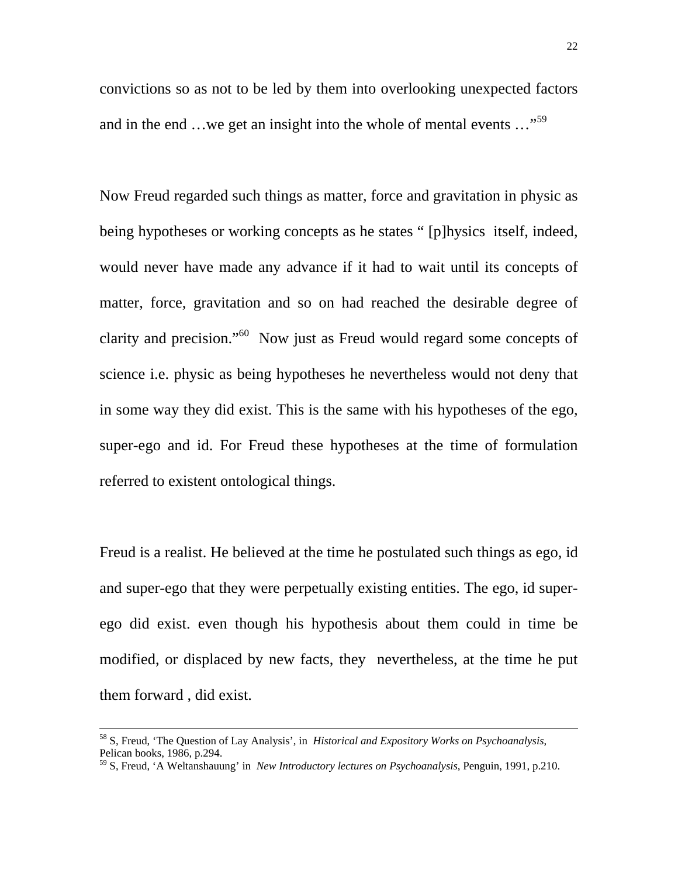convictions so as not to be led by them into overlooking unexpected factors and in the end …we get an insight into the whole of mental events …”[59]

Now Freud regarded such things as matter, force and gravitation in physic as being hypotheses or working concepts as he states “ [p]hysics itself, indeed, would never have made any advance if it had to wait until its concepts of matter, force, gravitation and so on had reached the desirable degree of clarity and precision.”[60] Now just as Freud would regard some concepts of science i.e. physic as being hypotheses he nevertheless would not deny that in some way they did exist. This is the same with his hypotheses of the ego, super-ego and id. For Freud these hypotheses at the time of formulation referred to existent ontological things.

Freud is a realist. He believed at the time he postulated such things as ego, id and super-ego that they were perpetually existing entities. The ego, id super-ego did exist. even though his hypothesis about them could in time be modified, or displaced by new facts, they nevertheless, at the time he put them forward , did exist.

---

[58] S, Freud, ‘The Question of Lay Analysis’, in *Historical and Expository Works on Psychoanalysis*, Pelican books, 1986, p.294.

[59] S, Freud, ‘A Weltanshauung’ in *New Introductory lectures on Psychoanalysis*, Penguin, 1991, p.210.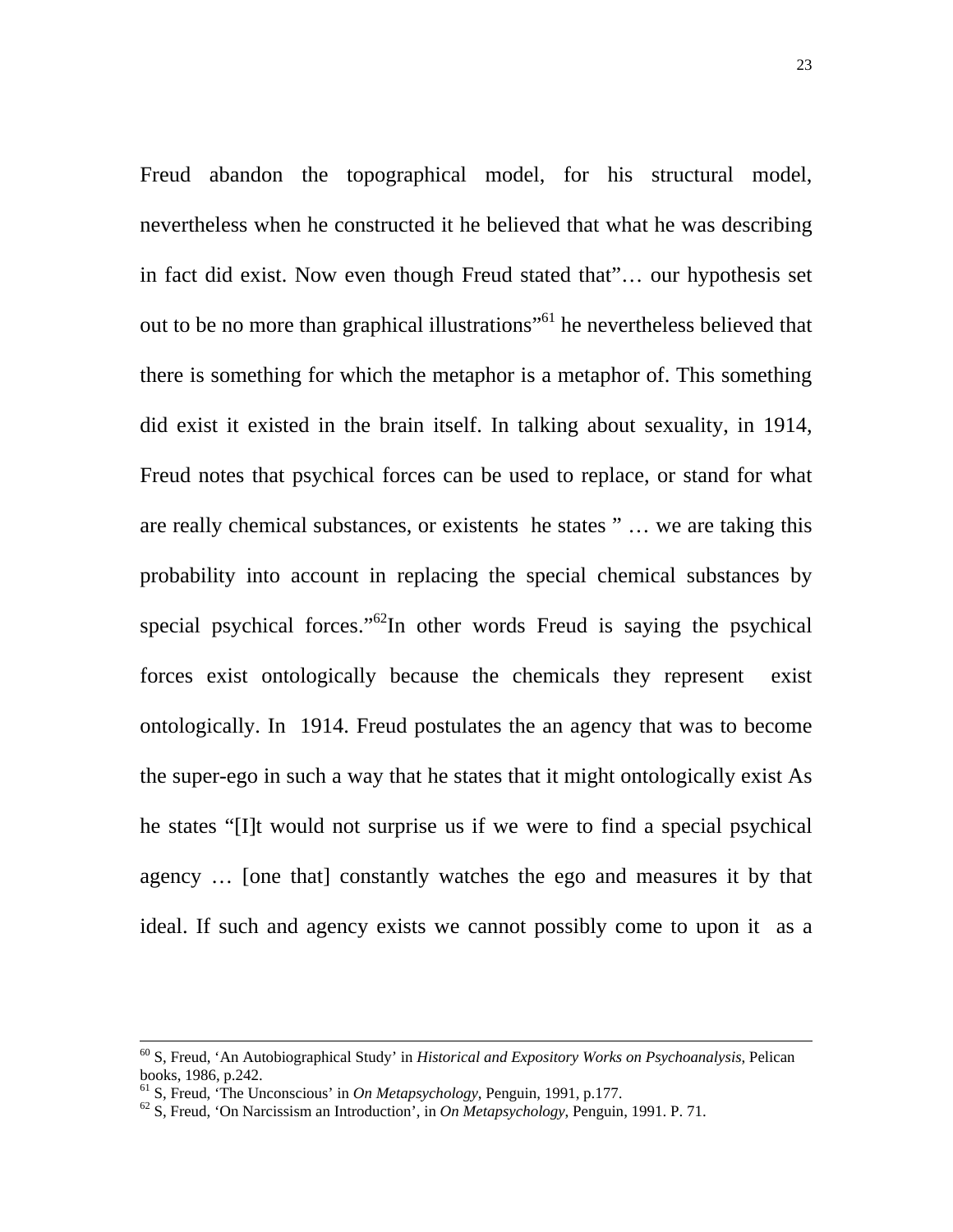Freud abandon the topographical model, for his structural model, nevertheless when he constructed it he believed that what he was describing in fact did exist. Now even though Freud stated that"… our hypothesis set out to be no more than graphical illustrations"[61] he nevertheless believed that there is something for which the metaphor is a metaphor of. This something did exist it existed in the brain itself. In talking about sexuality, in 1914, Freud notes that psychical forces can be used to replace, or stand for what are really chemical substances, or existents he states " … we are taking this probability into account in replacing the special chemical substances by special psychical forces."[62]In other words Freud is saying the psychical forces exist ontologically because the chemicals they represent exist ontologically. In 1914. Freud postulates the an agency that was to become the super-ego in such a way that he states that it might ontologically exist As he states "[I]t would not surprise us if we were to find a special psychical agency … [one that] constantly watches the ego and measures it by that ideal. If such and agency exists we cannot possibly come to upon it as a

---

[60] S, Freud, 'An Autobiographical Study' in *Historical and Expository Works on Psychoanalysis*, Pelican books, 1986, p.242.

[61] S, Freud, 'The Unconscious' in *On Metapsychology*, Penguin, 1991, p.177.

[62] S, Freud, 'On Narcissism an Introduction', in *On Metapsychology*, Penguin, 1991. P. 71.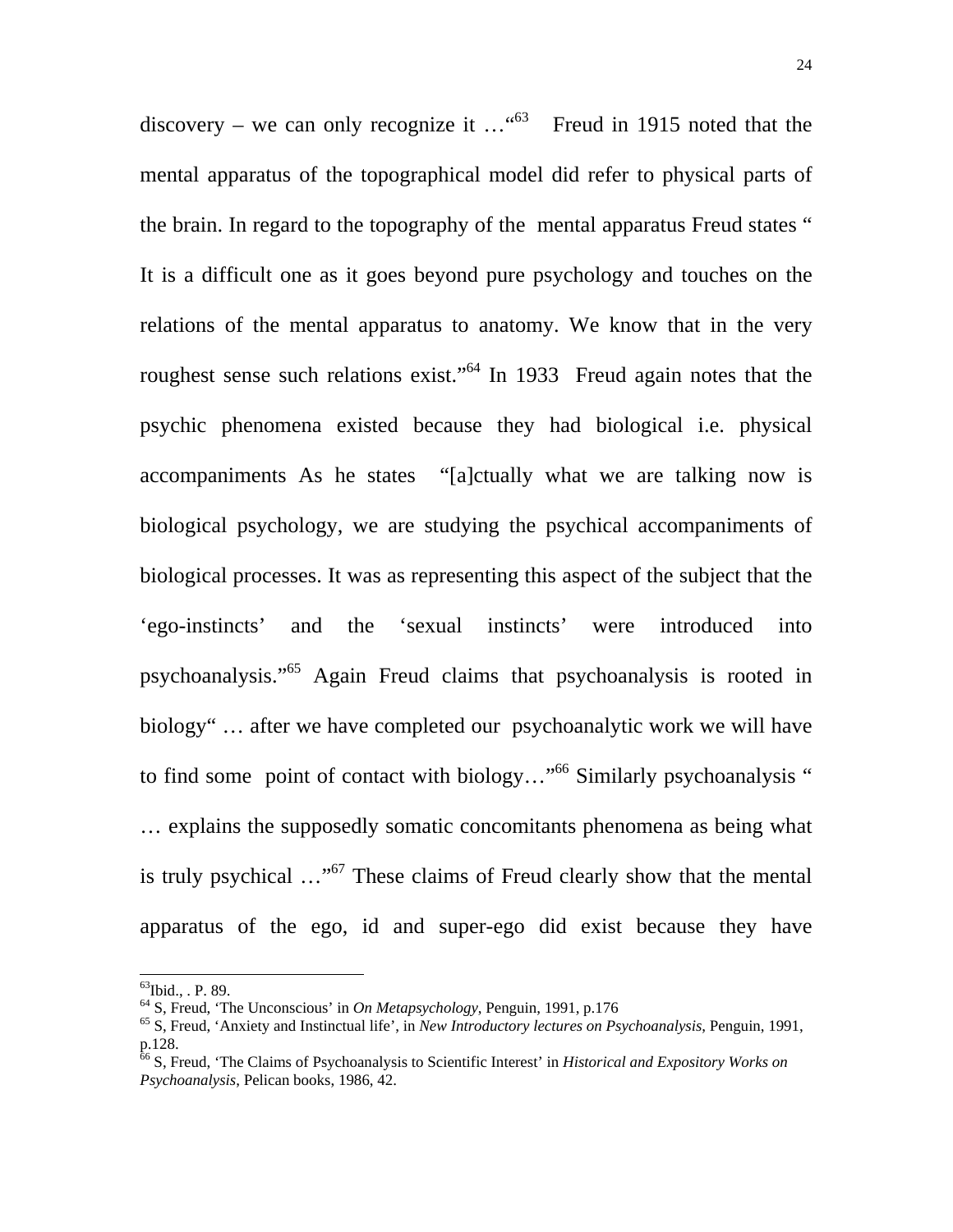discovery – we can only recognize it …"[63] Freud in 1915 noted that the mental apparatus of the topographical model did refer to physical parts of the brain. In regard to the topography of the mental apparatus Freud states " It is a difficult one as it goes beyond pure psychology and touches on the relations of the mental apparatus to anatomy. We know that in the very roughest sense such relations exist."[64] In 1933 Freud again notes that the psychic phenomena existed because they had biological i.e. physical accompaniments As he states "[a]ctually what we are talking now is biological psychology, we are studying the psychical accompaniments of biological processes. It was as representing this aspect of the subject that the 'ego-instincts' and the 'sexual instincts' were introduced into psychoanalysis."[65] Again Freud claims that psychoanalysis is rooted in biology" … after we have completed our psychoanalytic work we will have to find some point of contact with biology…"[66] Similarly psychoanalysis " … explains the supposedly somatic concomitants phenomena as being what is truly psychical …"[67] These claims of Freud clearly show that the mental apparatus of the ego, id and super-ego did exist because they have

---

[63] Ibid., . P. 89.

[64] S, Freud, 'The Unconscious' in *On Metapsychology*, Penguin, 1991, p.176

[65] S, Freud, 'Anxiety and Instinctual life', in *New Introductory lectures on Psychoanalysis*, Penguin, 1991, p.128.

[66] S, Freud, 'The Claims of Psychoanalysis to Scientific Interest' in *Historical and Expository Works on Psychoanalysis*, Pelican books, 1986, 42.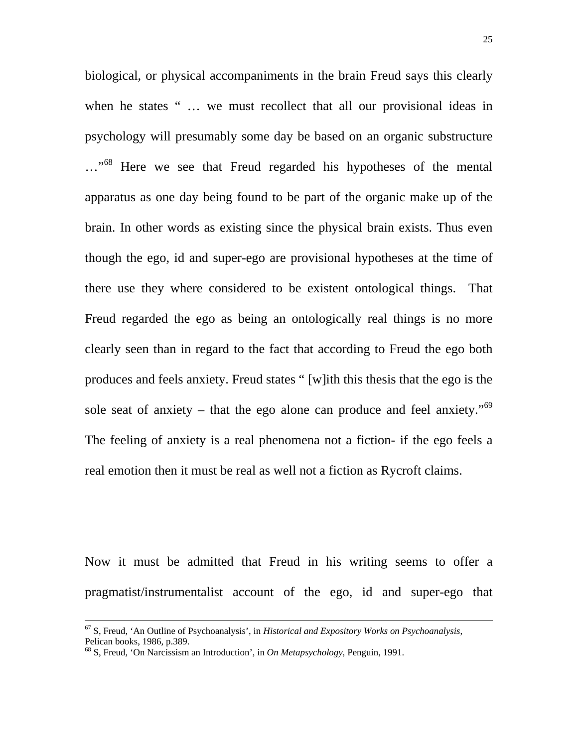biological, or physical accompaniments in the brain Freud says this clearly when he states " … we must recollect that all our provisional ideas in psychology will presumably some day be based on an organic substructure …"[68] Here we see that Freud regarded his hypotheses of the mental apparatus as one day being found to be part of the organic make up of the brain. In other words as existing since the physical brain exists. Thus even though the ego, id and super-ego are provisional hypotheses at the time of there use they where considered to be existent ontological things. That Freud regarded the ego as being an ontologically real things is no more clearly seen than in regard to the fact that according to Freud the ego both produces and feels anxiety. Freud states " [w]ith this thesis that the ego is the sole seat of anxiety – that the ego alone can produce and feel anxiety."[69] The feeling of anxiety is a real phenomena not a fiction- if the ego feels a real emotion then it must be real as well not a fiction as Rycroft claims.

Now it must be admitted that Freud in his writing seems to offer a pragmatist/instrumentalist account of the ego, id and super-ego that

---

[67] S, Freud, 'An Outline of Psychoanalysis', in *Historical and Expository Works on Psychoanalysis*, Pelican books, 1986, p.389.

[68] S, Freud, 'On Narcissism an Introduction', in *On Metapsychology*, Penguin, 1991.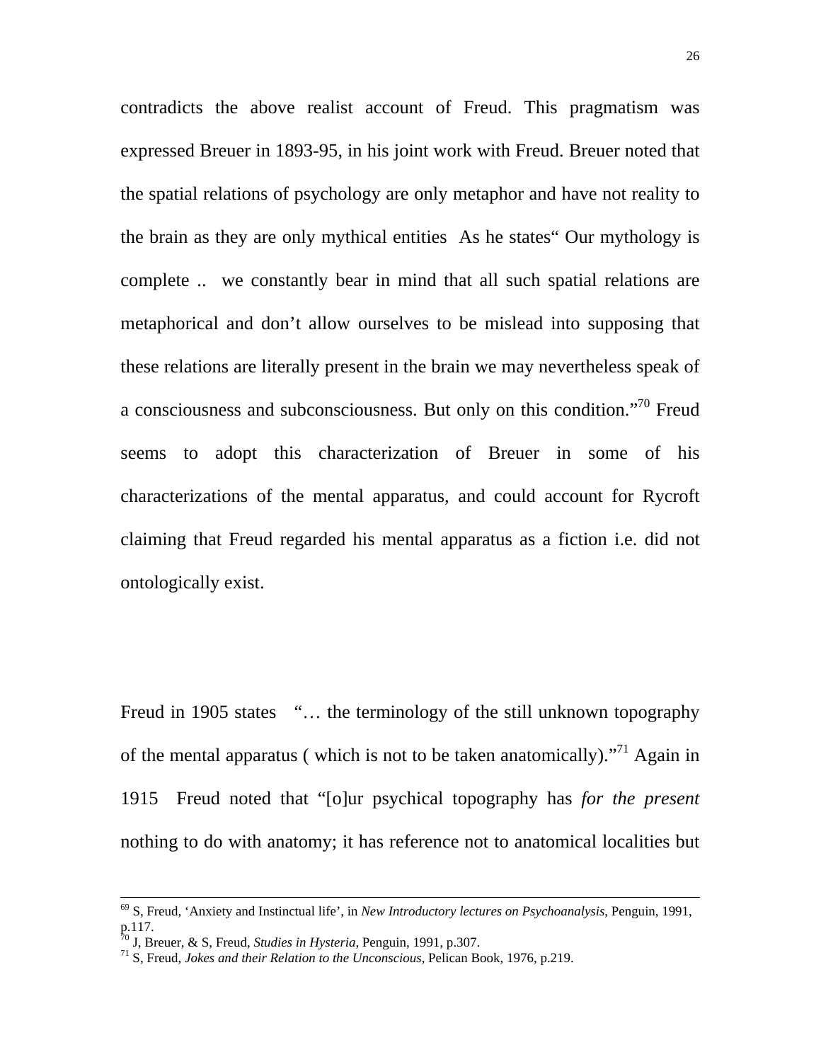contradicts the above realist account of Freud. This pragmatism was expressed Breuer in 1893-95, in his joint work with Freud. Breuer noted that the spatial relations of psychology are only metaphor and have not reality to the brain as they are only mythical entities  As he states“ Our mythology is complete ..  we constantly bear in mind that all such spatial relations are metaphorical and don’t allow ourselves to be mislead into supposing that these relations are literally present in the brain we may nevertheless speak of a consciousness and subconsciousness. But only on this condition.”[70] Freud seems to adopt this characterization of Breuer in some of his characterizations of the mental apparatus, and could account for Rycroft claiming that Freud regarded his mental apparatus as a fiction i.e. did not ontologically exist.

Freud in 1905 states  “… the terminology of the still unknown topography of the mental apparatus ( which is not to be taken anatomically).”[71] Again in 1915  Freud noted that “[o]ur psychical topography has *for the present* nothing to do with anatomy; it has reference not to anatomical localities but

---

[69] S, Freud, ‘Anxiety and Instinctual life’, in *New Introductory lectures on Psychoanalysis*, Penguin, 1991, p.117.

[70] J, Breuer, & S, Freud, *Studies in Hysteria*, Penguin, 1991, p.307.

[71] S, Freud, *Jokes and their Relation to the Unconscious*, Pelican Book, 1976, p.219.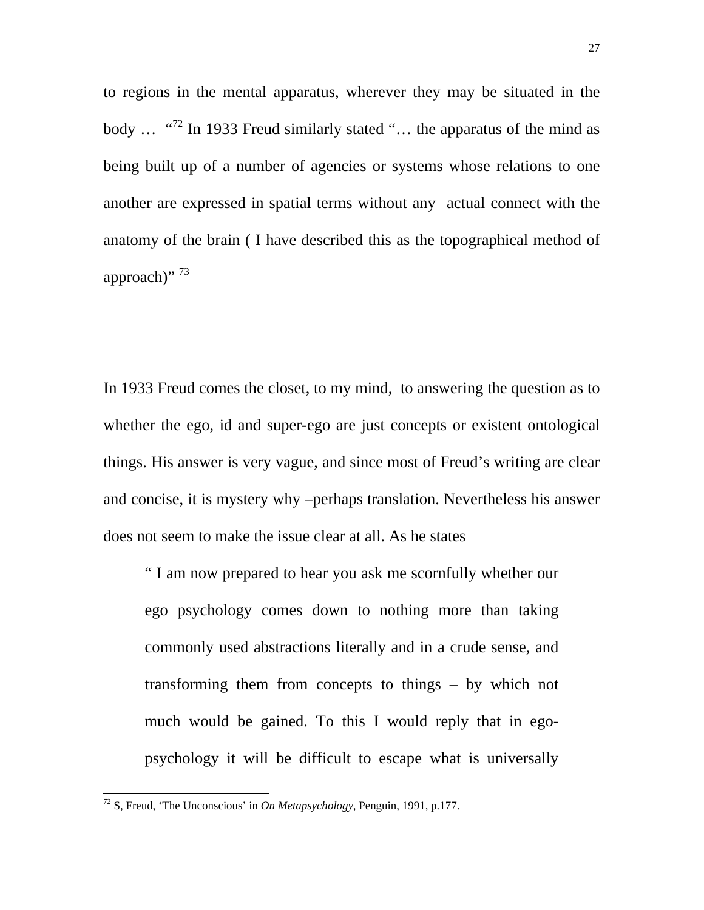to regions in the mental apparatus, wherever they may be situated in the body … "[72] In 1933 Freud similarly stated "… the apparatus of the mind as being built up of a number of agencies or systems whose relations to one another are expressed in spatial terms without any actual connect with the anatomy of the brain ( I have described this as the topographical method of approach)" [73]

In 1933 Freud comes the closet, to my mind, to answering the question as to whether the ego, id and super-ego are just concepts or existent ontological things. His answer is very vague, and since most of Freud's writing are clear and concise, it is mystery why –perhaps translation. Nevertheless his answer does not seem to make the issue clear at all. As he states

> " I am now prepared to hear you ask me scornfully whether our ego psychology comes down to nothing more than taking commonly used abstractions literally and in a crude sense, and transforming them from concepts to things – by which not much would be gained. To this I would reply that in ego-psychology it will be difficult to escape what is universally

---

[72] S, Freud, 'The Unconscious' in *On Metapsychology*, Penguin, 1991, p.177.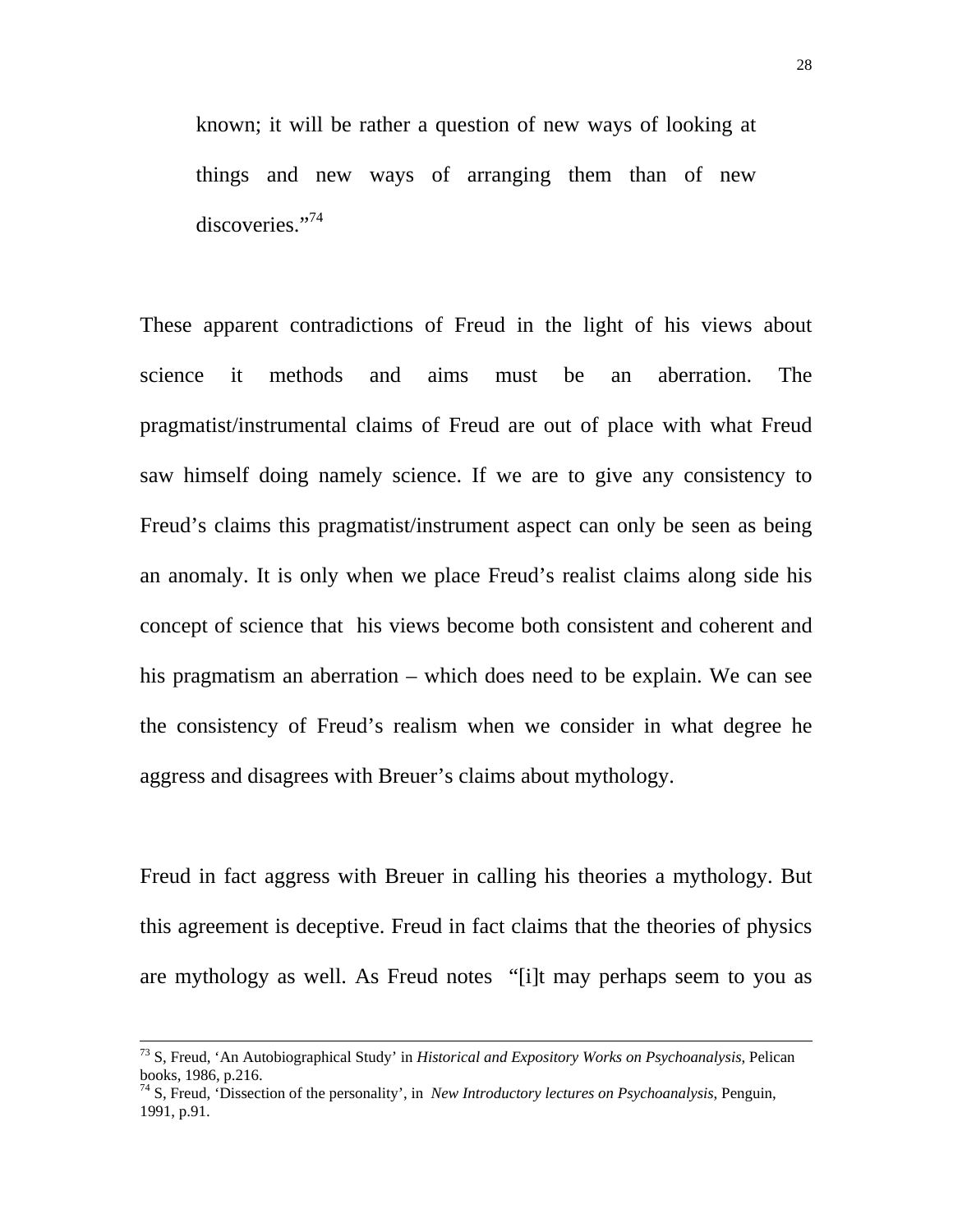> known; it will be rather a question of new ways of looking at things and new ways of arranging them than of new discoveries."[74]

These apparent contradictions of Freud in the light of his views about science it methods and aims must be an aberration. The pragmatist/instrumental claims of Freud are out of place with what Freud saw himself doing namely science. If we are to give any consistency to Freud's claims this pragmatist/instrument aspect can only be seen as being an anomaly. It is only when we place Freud's realist claims along side his concept of science that his views become both consistent and coherent and his pragmatism an aberration – which does need to be explain. We can see the consistency of Freud's realism when we consider in what degree he aggress and disagrees with Breuer's claims about mythology.

Freud in fact aggress with Breuer in calling his theories a mythology. But this agreement is deceptive. Freud in fact claims that the theories of physics are mythology as well. As Freud notes "[i]t may perhaps seem to you as

---

[73] S, Freud, 'An Autobiographical Study' in *Historical and Expository Works on Psychoanalysis*, Pelican books, 1986, p.216.

[74] S, Freud, 'Dissection of the personality', in *New Introductory lectures on Psychoanalysis*, Penguin, 1991, p.91.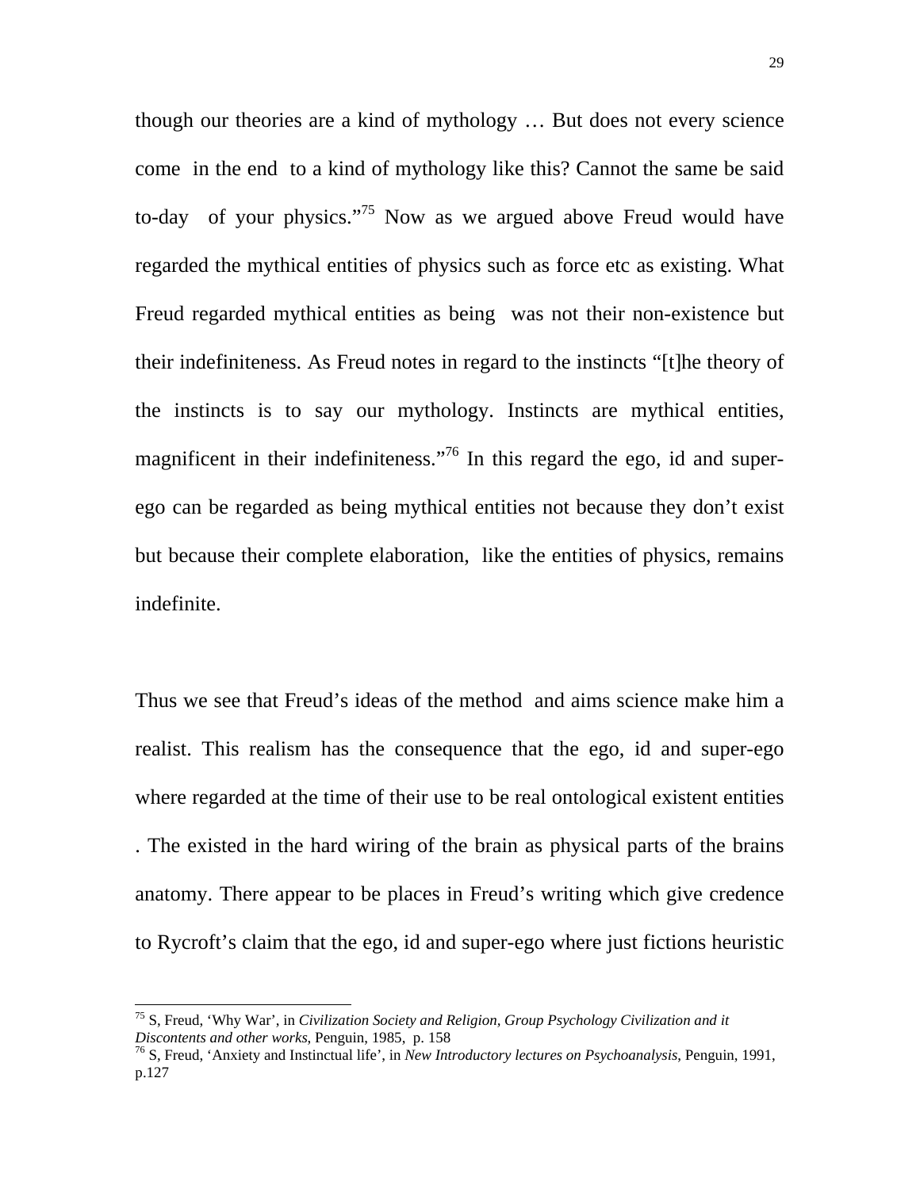though our theories are a kind of mythology … But does not every science come in the end to a kind of mythology like this? Cannot the same be said to-day of your physics."[75] Now as we argued above Freud would have regarded the mythical entities of physics such as force etc as existing. What Freud regarded mythical entities as being was not their non-existence but their indefiniteness. As Freud notes in regard to the instincts "[t]he theory of the instincts is to say our mythology. Instincts are mythical entities, magnificent in their indefiniteness."[76] In this regard the ego, id and super-ego can be regarded as being mythical entities not because they don't exist but because their complete elaboration, like the entities of physics, remains indefinite.

Thus we see that Freud's ideas of the method and aims science make him a realist. This realism has the consequence that the ego, id and super-ego where regarded at the time of their use to be real ontological existent entities . The existed in the hard wiring of the brain as physical parts of the brains anatomy. There appear to be places in Freud's writing which give credence to Rycroft's claim that the ego, id and super-ego where just fictions heuristic

---

[75] S, Freud, 'Why War', in *Civilization Society and Religion, Group Psychology Civilization and it Discontents and other works*, Penguin, 1985, p. 158

[76] S, Freud, 'Anxiety and Instinctual life', in *New Introductory lectures on Psychoanalysis*, Penguin, 1991, p.127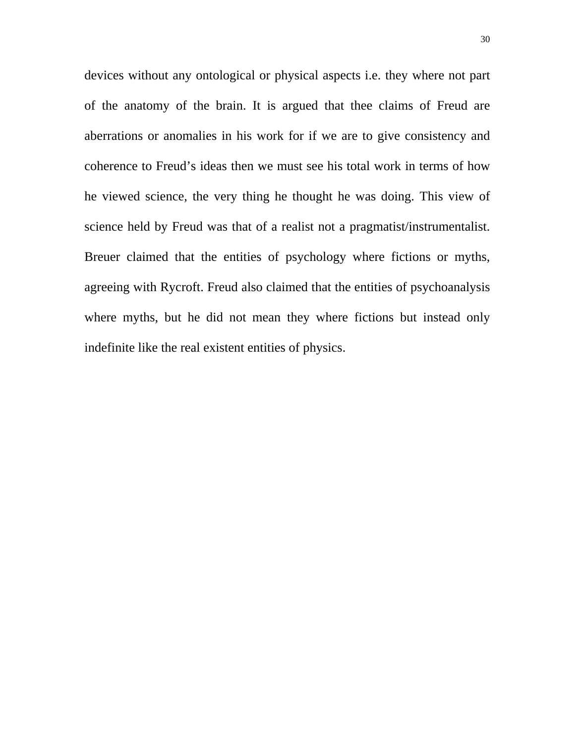devices without any ontological or physical aspects i.e. they where not part of the anatomy of the brain. It is argued that thee claims of Freud are aberrations or anomalies in his work for if we are to give consistency and coherence to Freud's ideas then we must see his total work in terms of how he viewed science, the very thing he thought he was doing. This view of science held by Freud was that of a realist not a pragmatist/instrumentalist. Breuer claimed that the entities of psychology where fictions or myths, agreeing with Rycroft. Freud also claimed that the entities of psychoanalysis where myths, but he did not mean they where fictions but instead only indefinite like the real existent entities of physics.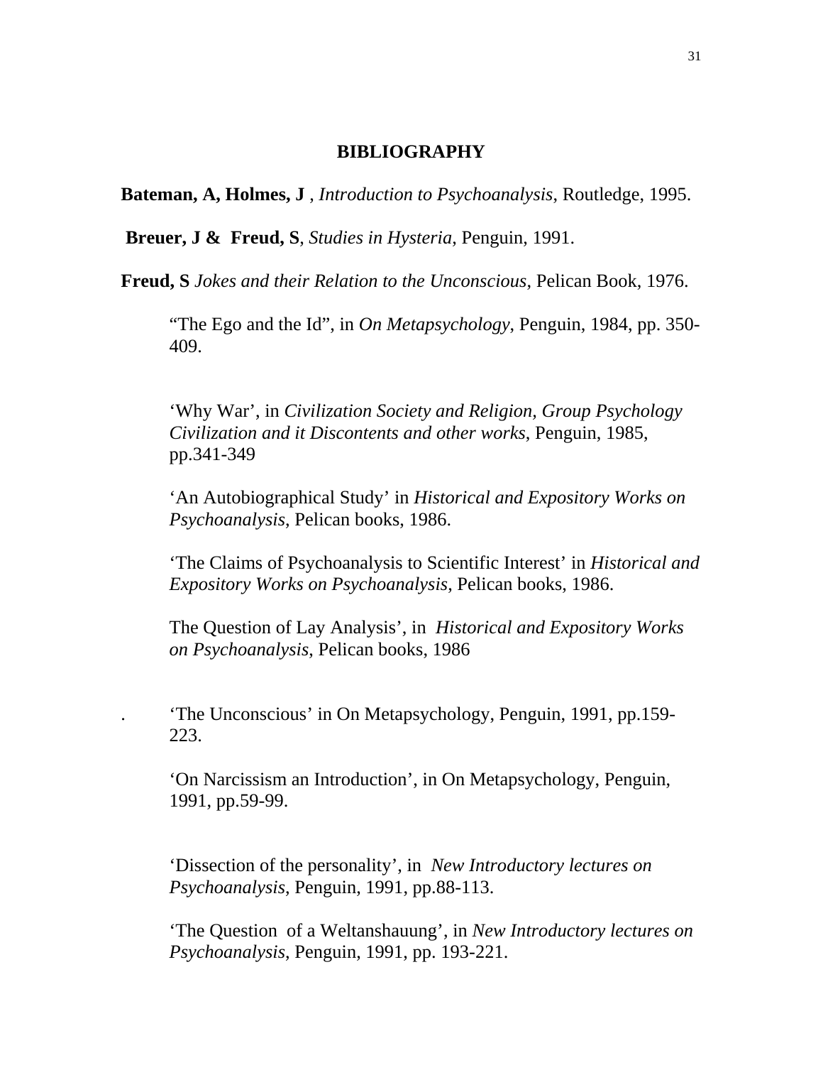## BIBLIOGRAPHY

**Bateman, A, Holmes, J** , *Introduction to Psychoanalysis*, Routledge, 1995.

**Breuer, J & Freud, S**, *Studies in Hysteria*, Penguin, 1991.

**Freud, S** *Jokes and their Relation to the Unconscious*, Pelican Book, 1976.

> "The Ego and the Id", in *On Metapsychology*, Penguin, 1984, pp. 350-409.
>
> 'Why War', in *Civilization Society and Religion, Group Psychology Civilization and it Discontents and other works*, Penguin, 1985, pp.341-349
>
> 'An Autobiographical Study' in *Historical and Expository Works on Psychoanalysis*, Pelican books, 1986.
>
> 'The Claims of Psychoanalysis to Scientific Interest' in *Historical and Expository Works on Psychoanalysis*, Pelican books, 1986.
>
> The Question of Lay Analysis', in *Historical and Expository Works on Psychoanalysis*, Pelican books, 1986
>
> . 'The Unconscious' in On Metapsychology, Penguin, 1991, pp.159-223.
>
> 'On Narcissism an Introduction', in On Metapsychology, Penguin, 1991, pp.59-99.
>
> 'Dissection of the personality', in *New Introductory lectures on Psychoanalysis*, Penguin, 1991, pp.88-113.
>
> 'The Question of a Weltanshauung', in *New Introductory lectures on Psychoanalysis*, Penguin, 1991, pp. 193-221.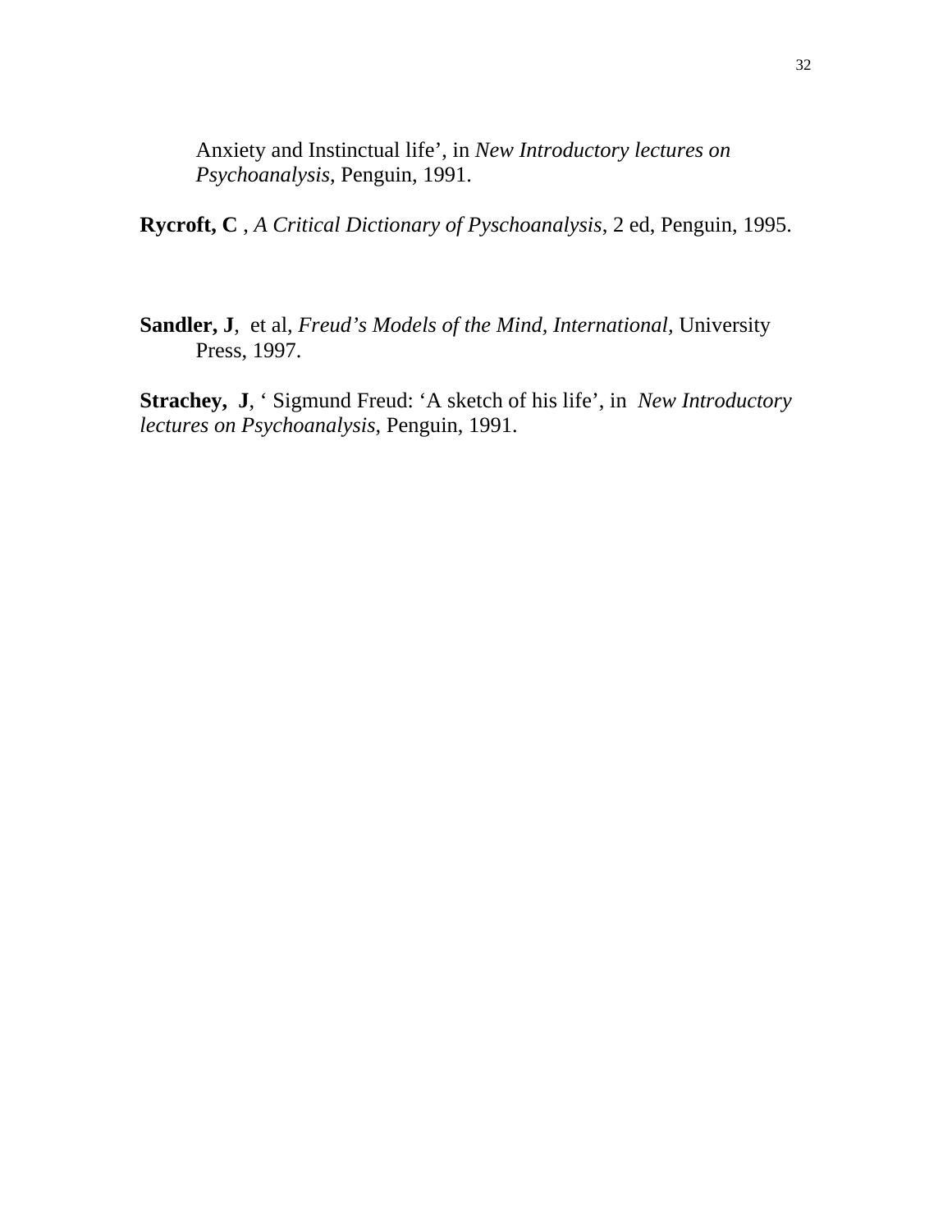Anxiety and Instinctual life', in *New Introductory lectures on Psychoanalysis*, Penguin, 1991.

**Rycroft, C** , *A Critical Dictionary of Pyschoanalysis*, 2 ed, Penguin, 1995.

**Sandler, J**, et al, *Freud's Models of the Mind, International,* University Press, 1997.

**Strachey, J**, ' Sigmund Freud: 'A sketch of his life', in *New Introductory lectures on Psychoanalysis*, Penguin, 1991.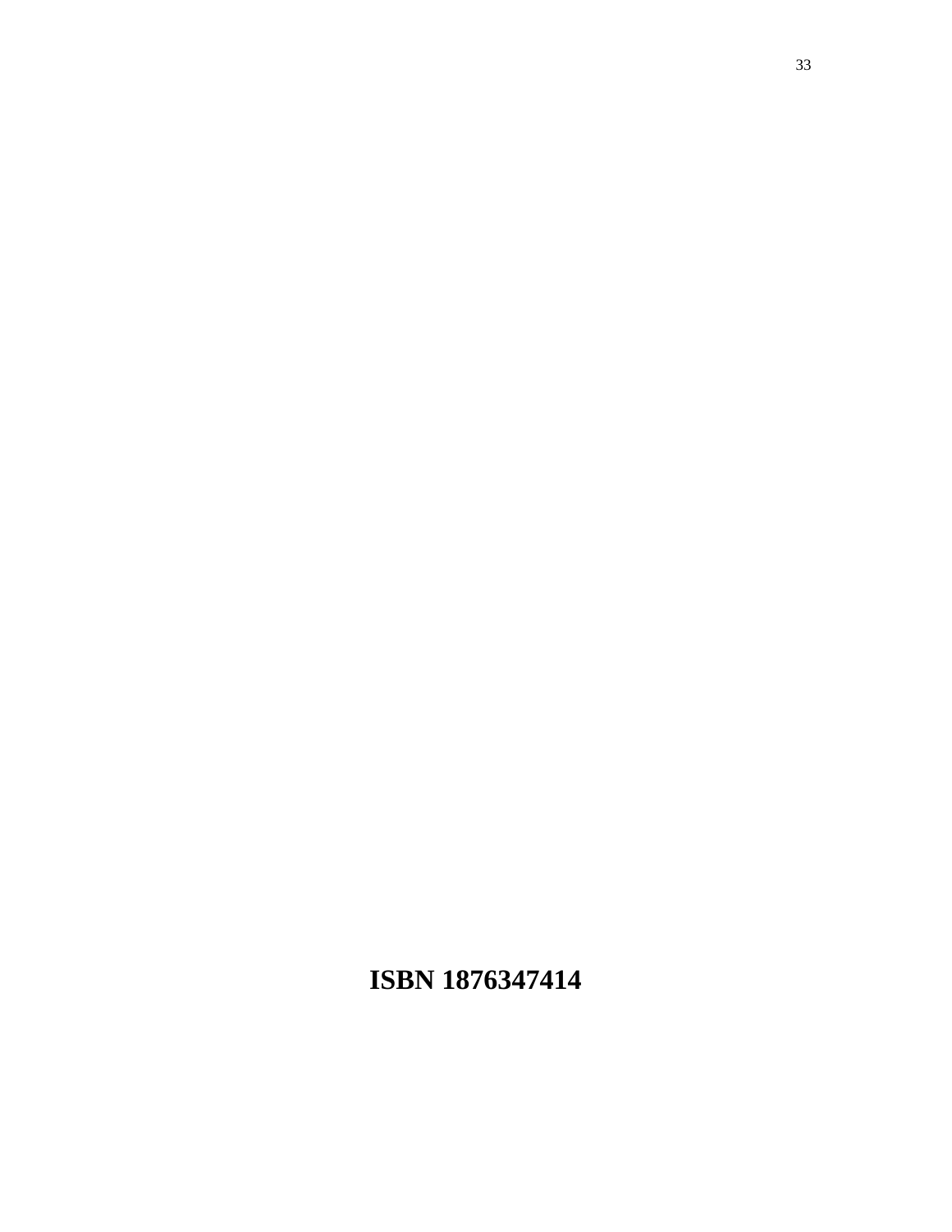**ISBN 1876347414**